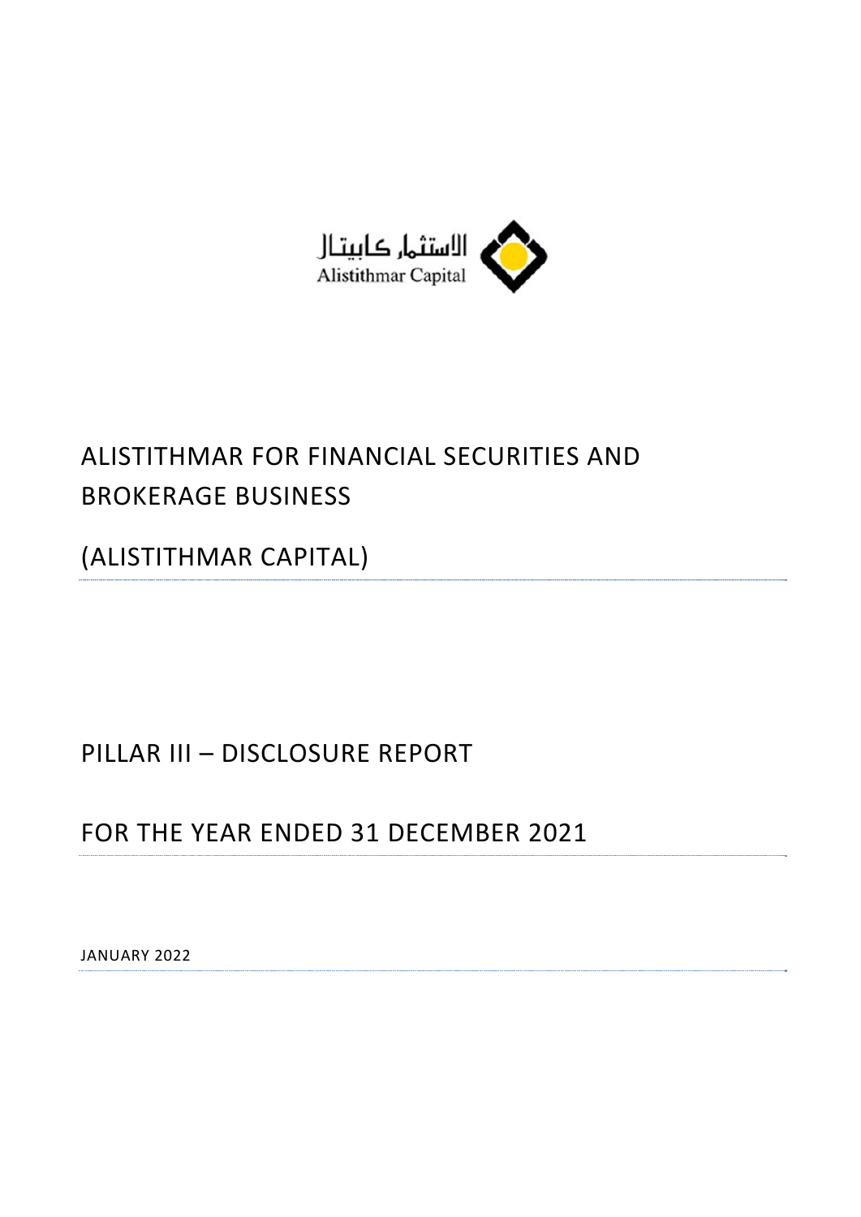الاستثمار كابيتال
Alistithmar Capital

# ALISTITHMAR FOR FINANCIAL SECURITIES AND BROKERAGE BUSINESS

# (ALISTITHMAR CAPITAL)

## PILLAR III – DISCLOSURE REPORT

## FOR THE YEAR ENDED 31 DECEMBER 2021

JANUARY 2022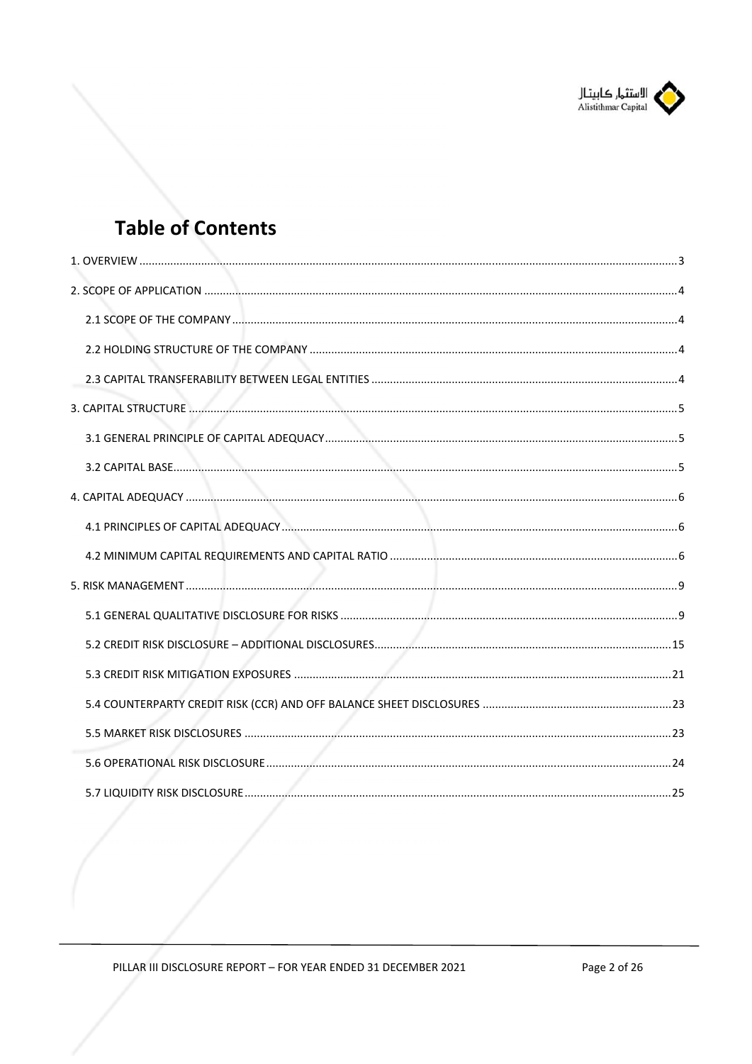# Table of Contents

1. OVERVIEW ..... 3

2. SCOPE OF APPLICATION ..... 4

   2.1 SCOPE OF THE COMPANY ..... 4

   2.2 HOLDING STRUCTURE OF THE COMPANY ..... 4

   2.3 CAPITAL TRANSFERABILITY BETWEEN LEGAL ENTITIES ..... 4

3. CAPITAL STRUCTURE ..... 5

   3.1 GENERAL PRINCIPLE OF CAPITAL ADEQUACY ..... 5

   3.2 CAPITAL BASE ..... 5

4. CAPITAL ADEQUACY ..... 6

   4.1 PRINCIPLES OF CAPITAL ADEQUACY ..... 6

   4.2 MINIMUM CAPITAL REQUIREMENTS AND CAPITAL RATIO ..... 6

5. RISK MANAGEMENT ..... 9

   5.1 GENERAL QUALITATIVE DISCLOSURE FOR RISKS ..... 9

   5.2 CREDIT RISK DISCLOSURE – ADDITIONAL DISCLOSURES ..... 15

   5.3 CREDIT RISK MITIGATION EXPOSURES ..... 21

   5.4 COUNTERPARTY CREDIT RISK (CCR) AND OFF BALANCE SHEET DISCLOSURES ..... 23

   5.5 MARKET RISK DISCLOSURES ..... 23

   5.6 OPERATIONAL RISK DISCLOSURE ..... 24

   5.7 LIQUIDITY RISK DISCLOSURE ..... 25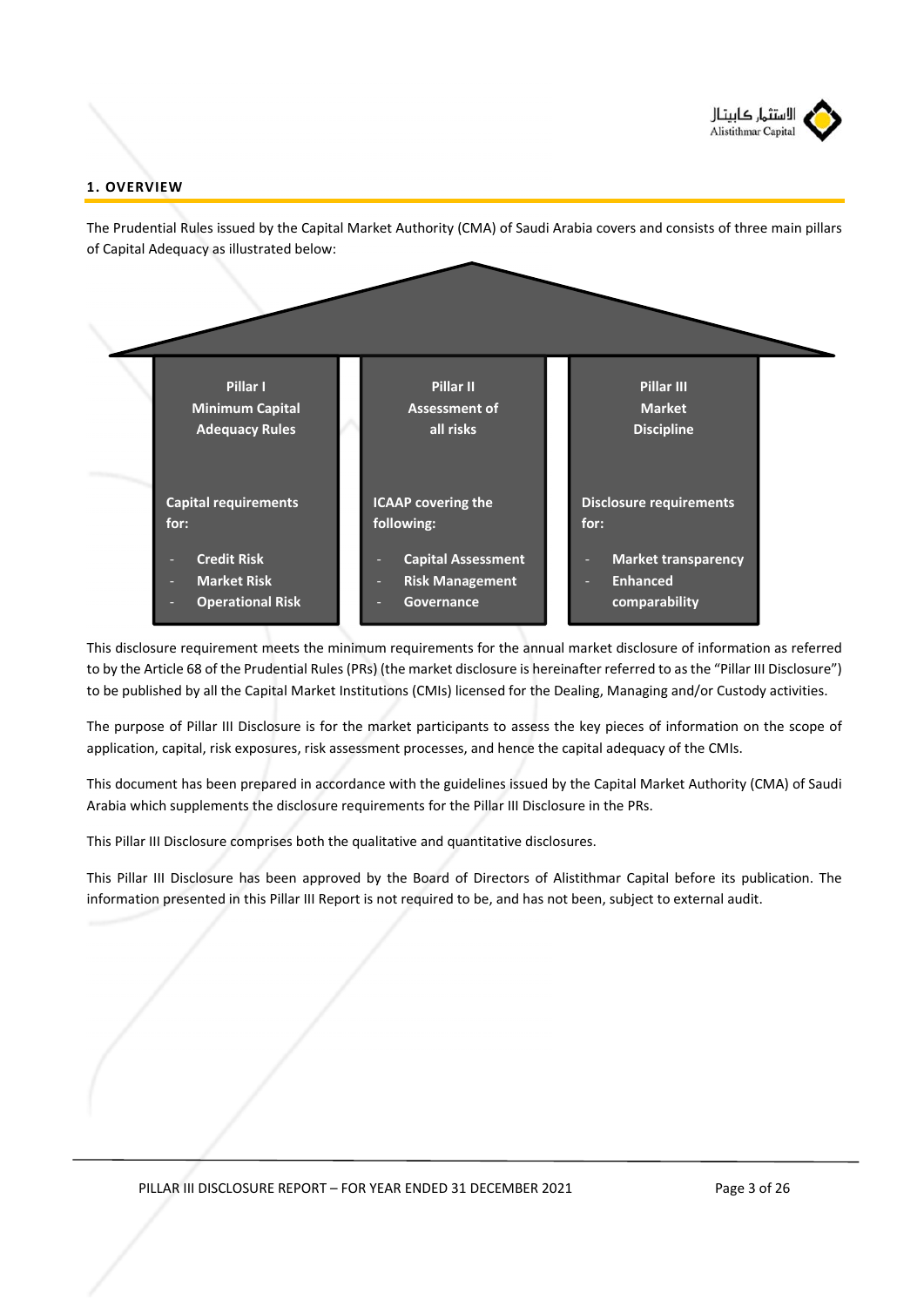## 1. OVERVIEW

The Prudential Rules issued by the Capital Market Authority (CMA) of Saudi Arabia covers and consists of three main pillars of Capital Adequacy as illustrated below:

| Pillar I<br>Minimum Capital<br>Adequacy Rules | Pillar II<br>Assessment of<br>all risks | Pillar III<br>Market<br>Discipline |
|---|---|---|
| Capital requirements for:<br>- Credit Risk<br>- Market Risk<br>- Operational Risk | ICAAP covering the following:<br>- Capital Assessment<br>- Risk Management<br>- Governance | Disclosure requirements for:<br>- Market transparency<br>- Enhanced comparability |

This disclosure requirement meets the minimum requirements for the annual market disclosure of information as referred to by the Article 68 of the Prudential Rules (PRs) (the market disclosure is hereinafter referred to as the "Pillar III Disclosure") to be published by all the Capital Market Institutions (CMIs) licensed for the Dealing, Managing and/or Custody activities.

The purpose of Pillar III Disclosure is for the market participants to assess the key pieces of information on the scope of application, capital, risk exposures, risk assessment processes, and hence the capital adequacy of the CMIs.

This document has been prepared in accordance with the guidelines issued by the Capital Market Authority (CMA) of Saudi Arabia which supplements the disclosure requirements for the Pillar III Disclosure in the PRs.

This Pillar III Disclosure comprises both the qualitative and quantitative disclosures.

This Pillar III Disclosure has been approved by the Board of Directors of Alistithmar Capital before its publication. The information presented in this Pillar III Report is not required to be, and has not been, subject to external audit.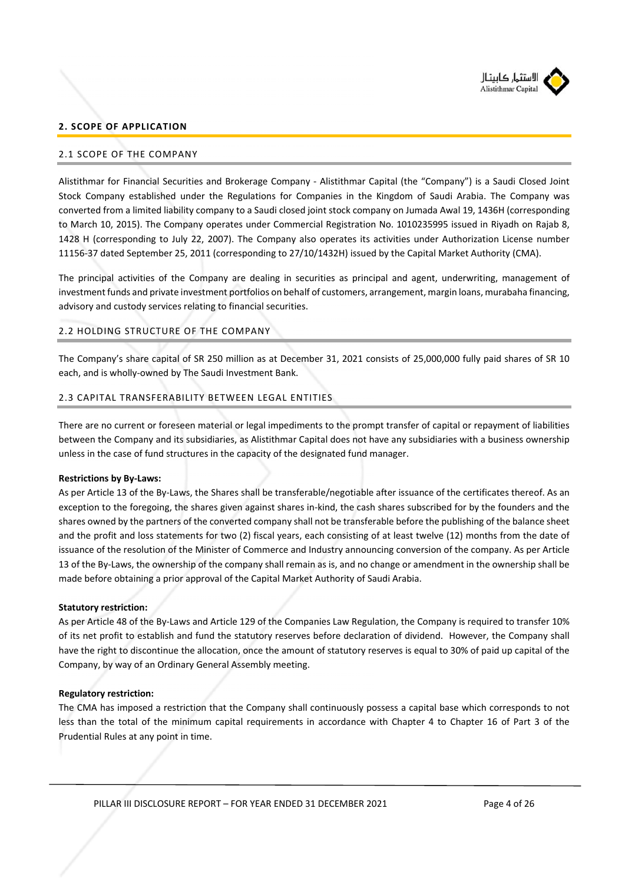## 2. SCOPE OF APPLICATION

### 2.1 SCOPE OF THE COMPANY

Alistithmar for Financial Securities and Brokerage Company - Alistithmar Capital (the "Company") is a Saudi Closed Joint Stock Company established under the Regulations for Companies in the Kingdom of Saudi Arabia. The Company was converted from a limited liability company to a Saudi closed joint stock company on Jumada Awal 19, 1436H (corresponding to March 10, 2015). The Company operates under Commercial Registration No. 1010235995 issued in Riyadh on Rajab 8, 1428 H (corresponding to July 22, 2007). The Company also operates its activities under Authorization License number 11156-37 dated September 25, 2011 (corresponding to 27/10/1432H) issued by the Capital Market Authority (CMA).

The principal activities of the Company are dealing in securities as principal and agent, underwriting, management of investment funds and private investment portfolios on behalf of customers, arrangement, margin loans, murabaha financing, advisory and custody services relating to financial securities.

### 2.2 HOLDING STRUCTURE OF THE COMPANY

The Company's share capital of SR 250 million as at December 31, 2021 consists of 25,000,000 fully paid shares of SR 10 each, and is wholly-owned by The Saudi Investment Bank.

### 2.3 CAPITAL TRANSFERABILITY BETWEEN LEGAL ENTITIES

There are no current or foreseen material or legal impediments to the prompt transfer of capital or repayment of liabilities between the Company and its subsidiaries, as Alistithmar Capital does not have any subsidiaries with a business ownership unless in the case of fund structures in the capacity of the designated fund manager.

**Restrictions by By-Laws:**
As per Article 13 of the By-Laws, the Shares shall be transferable/negotiable after issuance of the certificates thereof. As an exception to the foregoing, the shares given against shares in-kind, the cash shares subscribed for by the founders and the shares owned by the partners of the converted company shall not be transferable before the publishing of the balance sheet and the profit and loss statements for two (2) fiscal years, each consisting of at least twelve (12) months from the date of issuance of the resolution of the Minister of Commerce and Industry announcing conversion of the company. As per Article 13 of the By-Laws, the ownership of the company shall remain as is, and no change or amendment in the ownership shall be made before obtaining a prior approval of the Capital Market Authority of Saudi Arabia.

**Statutory restriction:**
As per Article 48 of the By-Laws and Article 129 of the Companies Law Regulation, the Company is required to transfer 10% of its net profit to establish and fund the statutory reserves before declaration of dividend. However, the Company shall have the right to discontinue the allocation, once the amount of statutory reserves is equal to 30% of paid up capital of the Company, by way of an Ordinary General Assembly meeting.

**Regulatory restriction:**
The CMA has imposed a restriction that the Company shall continuously possess a capital base which corresponds to not less than the total of the minimum capital requirements in accordance with Chapter 4 to Chapter 16 of Part 3 of the Prudential Rules at any point in time.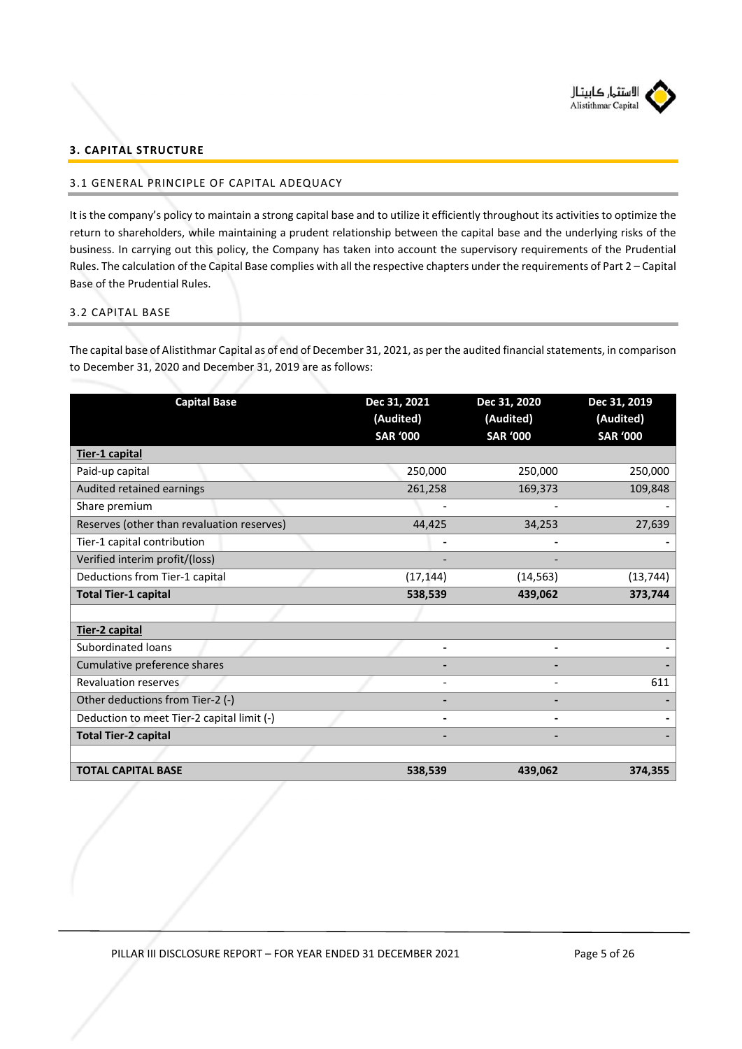## 3. CAPITAL STRUCTURE

### 3.1 GENERAL PRINCIPLE OF CAPITAL ADEQUACY

It is the company's policy to maintain a strong capital base and to utilize it efficiently throughout its activities to optimize the return to shareholders, while maintaining a prudent relationship between the capital base and the underlying risks of the business. In carrying out this policy, the Company has taken into account the supervisory requirements of the Prudential Rules. The calculation of the Capital Base complies with all the respective chapters under the requirements of Part 2 – Capital Base of the Prudential Rules.

### 3.2 CAPITAL BASE

The capital base of Alistithmar Capital as of end of December 31, 2021, as per the audited financial statements, in comparison to December 31, 2020 and December 31, 2019 are as follows:

| Capital Base | Dec 31, 2021 (Audited) SAR '000 | Dec 31, 2020 (Audited) SAR '000 | Dec 31, 2019 (Audited) SAR '000 |
|---|---|---|---|
| **Tier-1 capital** | | | |
| Paid-up capital | 250,000 | 250,000 | 250,000 |
| Audited retained earnings | 261,258 | 169,373 | 109,848 |
| Share premium | - | - | - |
| Reserves (other than revaluation reserves) | 44,425 | 34,253 | 27,639 |
| Tier-1 capital contribution | - | - | - |
| Verified interim profit/(loss) | - | - | |
| Deductions from Tier-1 capital | (17,144) | (14,563) | (13,744) |
| **Total Tier-1 capital** | **538,539** | **439,062** | **373,744** |
| | | | |
| **Tier-2 capital** | | | |
| Subordinated loans | - | - | - |
| Cumulative preference shares | - | - | - |
| Revaluation reserves | - | - | 611 |
| Other deductions from Tier-2 (-) | - | - | - |
| Deduction to meet Tier-2 capital limit (-) | - | - | - |
| **Total Tier-2 capital** | - | - | - |
| | | | |
| **TOTAL CAPITAL BASE** | **538,539** | **439,062** | **374,355** |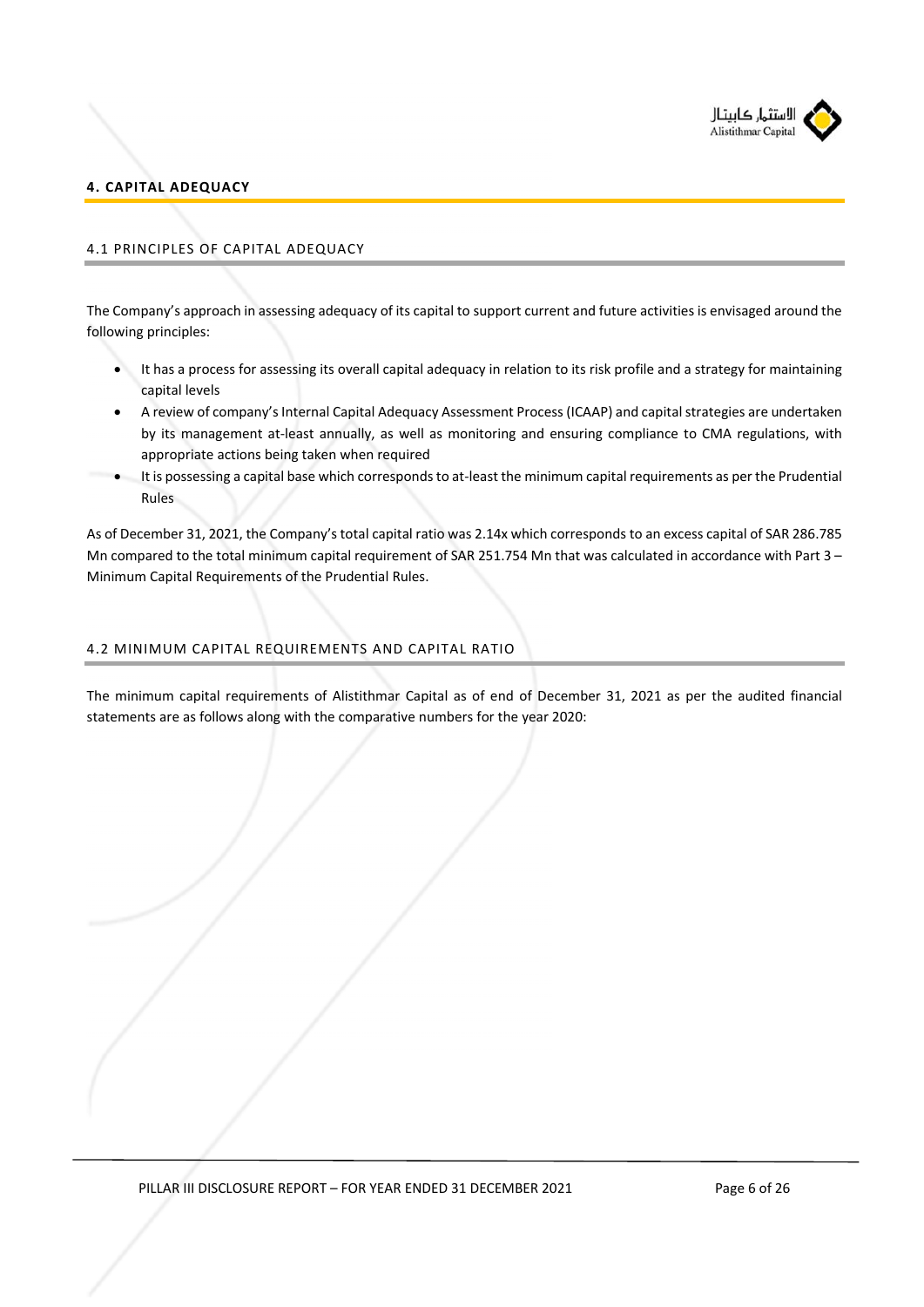## 4. CAPITAL ADEQUACY

### 4.1 PRINCIPLES OF CAPITAL ADEQUACY

The Company's approach in assessing adequacy of its capital to support current and future activities is envisaged around the following principles:

- It has a process for assessing its overall capital adequacy in relation to its risk profile and a strategy for maintaining capital levels
- A review of company's Internal Capital Adequacy Assessment Process (ICAAP) and capital strategies are undertaken by its management at-least annually, as well as monitoring and ensuring compliance to CMA regulations, with appropriate actions being taken when required
- It is possessing a capital base which corresponds to at-least the minimum capital requirements as per the Prudential Rules

As of December 31, 2021, the Company's total capital ratio was 2.14x which corresponds to an excess capital of SAR 286.785 Mn compared to the total minimum capital requirement of SAR 251.754 Mn that was calculated in accordance with Part 3 – Minimum Capital Requirements of the Prudential Rules.

### 4.2 MINIMUM CAPITAL REQUIREMENTS AND CAPITAL RATIO

The minimum capital requirements of Alistithmar Capital as of end of December 31, 2021 as per the audited financial statements are as follows along with the comparative numbers for the year 2020: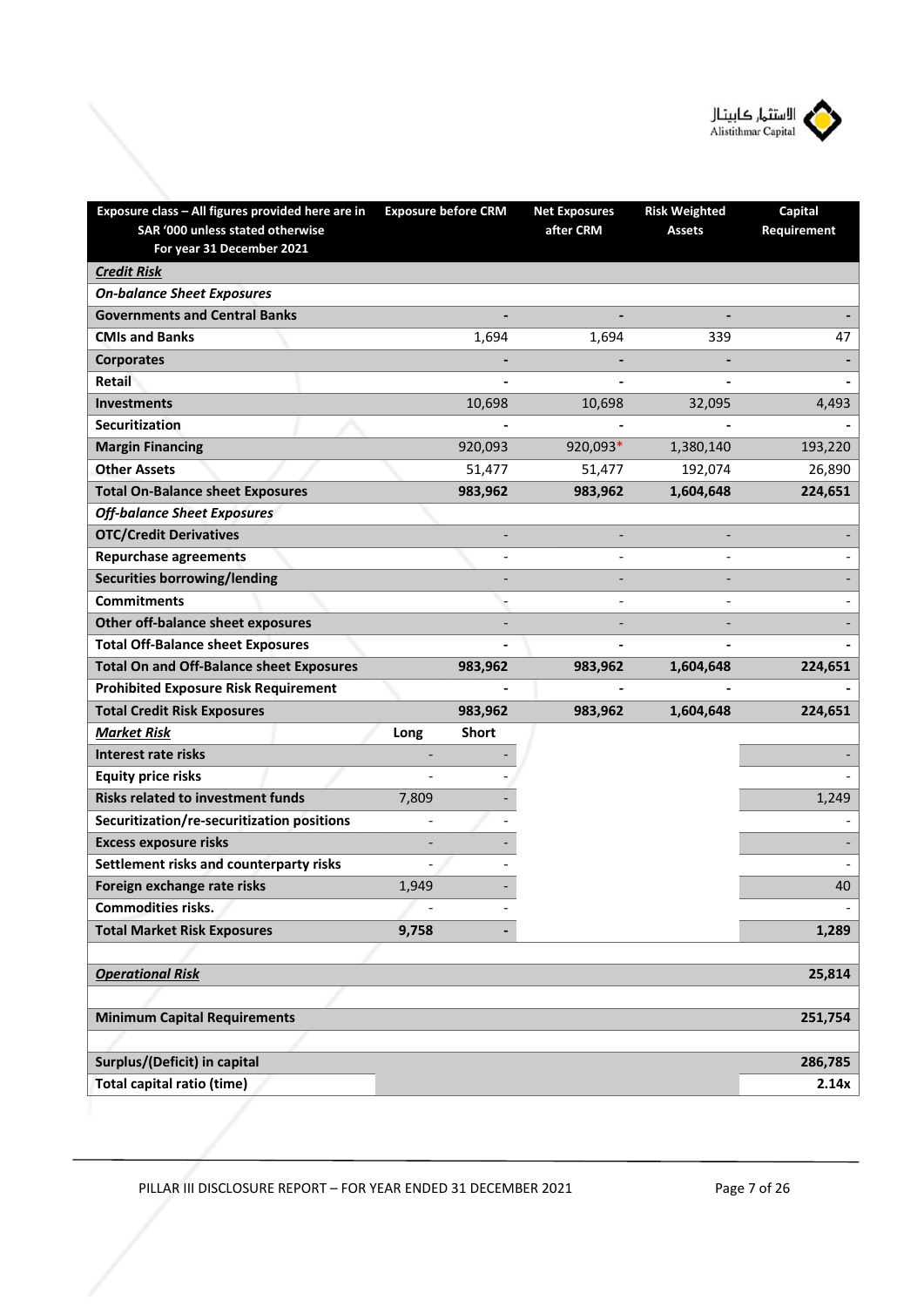| Exposure class – All figures provided here are in SAR '000 unless stated otherwise For year 31 December 2021 | Exposure before CRM | | Net Exposures after CRM | Risk Weighted Assets | Capital Requirement |
|---|---|---|---|---|---|
| ***Credit Risk*** | | | | | |
| ***On-balance Sheet Exposures*** | | | | | |
| **Governments and Central Banks** | | - | - | - | - |
| **CMIs and Banks** | | 1,694 | 1,694 | 339 | 47 |
| **Corporates** | | - | - | - | - |
| **Retail** | | - | - | - | - |
| **Investments** | | 10,698 | 10,698 | 32,095 | 4,493 |
| **Securitization** | | - | - | - | - |
| **Margin Financing** | | 920,093 | 920,093* | 1,380,140 | 193,220 |
| **Other Assets** | | 51,477 | 51,477 | 192,074 | 26,890 |
| **Total On-Balance sheet Exposures** | | **983,962** | **983,962** | **1,604,648** | **224,651** |
| ***Off-balance Sheet Exposures*** | | | | | |
| **OTC/Credit Derivatives** | | - | - | - | - |
| **Repurchase agreements** | | - | - | - | - |
| **Securities borrowing/lending** | | - | - | - | - |
| **Commitments** | | - | - | - | - |
| **Other off-balance sheet exposures** | | - | - | - | - |
| **Total Off-Balance sheet Exposures** | | - | - | - | - |
| **Total On and Off-Balance sheet Exposures** | | **983,962** | **983,962** | **1,604,648** | **224,651** |
| **Prohibited Exposure Risk Requirement** | | - | - | - | - |
| **Total Credit Risk Exposures** | | **983,962** | **983,962** | **1,604,648** | **224,651** |
| ***Market Risk*** | **Long** | **Short** | | | |
| **Interest rate risks** | - | - | | | - |
| **Equity price risks** | - | - | | | - |
| **Risks related to investment funds** | 7,809 | - | | | 1,249 |
| **Securitization/re-securitization positions** | - | - | | | - |
| **Excess exposure risks** | - | - | | | - |
| **Settlement risks and counterparty risks** | - | - | | | - |
| **Foreign exchange rate risks** | 1,949 | - | | | 40 |
| **Commodities risks.** | - | - | | | - |
| **Total Market Risk Exposures** | **9,758** | - | | | **1,289** |
| | | | | | |
| ***Operational Risk*** | | | | | **25,814** |
| | | | | | |
| **Minimum Capital Requirements** | | | | | **251,754** |
| | | | | | |
| **Surplus/(Deficit) in capital** | | | | | **286,785** |
| **Total capital ratio (time)** | | | | | **2.14x** |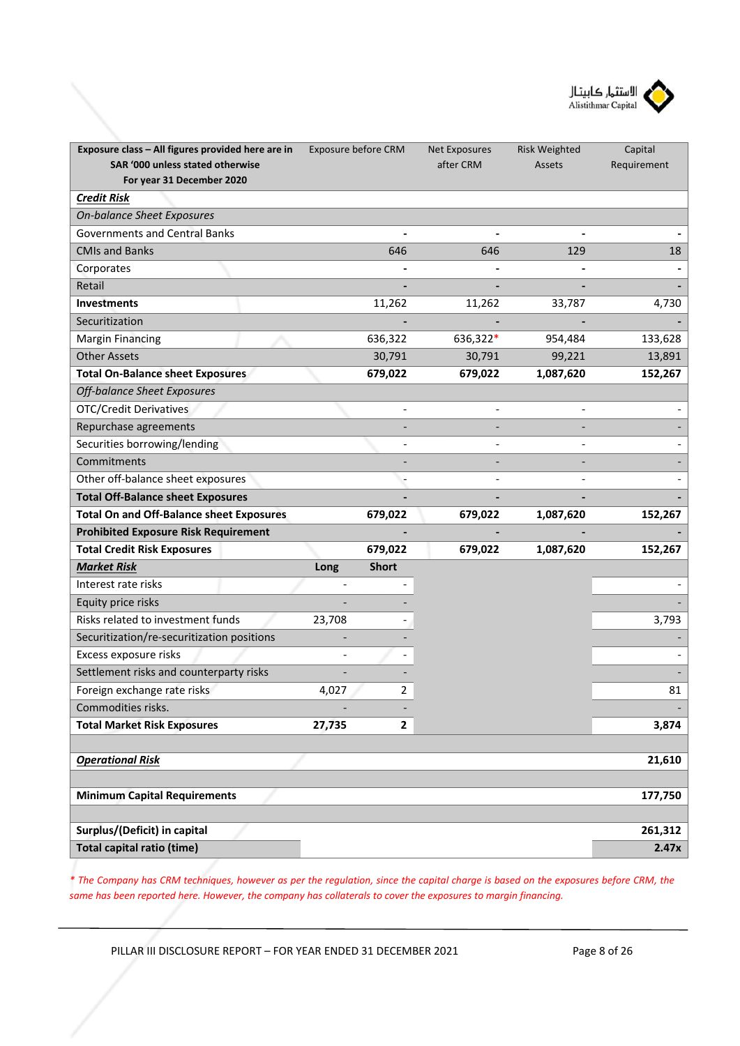| Exposure class – All figures provided here are in SAR '000 unless stated otherwise For year 31 December 2020 | Exposure before CRM | Net Exposures after CRM | Risk Weighted Assets | Capital Requirement |
|---|---|---|---|---|
| ***Credit Risk*** | | | | |
| *On-balance Sheet Exposures* | | | | |
| Governments and Central Banks | - | - | - | - |
| CMIs and Banks | 646 | 646 | 129 | 18 |
| Corporates | - | - | - | - |
| Retail | - | - | - | - |
| **Investments** | 11,262 | 11,262 | 33,787 | 4,730 |
| Securitization | - | - | - | - |
| Margin Financing | 636,322 | 636,322* | 954,484 | 133,628 |
| Other Assets | 30,791 | 30,791 | 99,221 | 13,891 |
| **Total On-Balance sheet Exposures** | **679,022** | **679,022** | **1,087,620** | **152,267** |
| *Off-balance Sheet Exposures* | | | | |
| OTC/Credit Derivatives | - | - | - | - |
| Repurchase agreements | - | - | - | - |
| Securities borrowing/lending | - | - | - | - |
| Commitments | - | - | - | - |
| Other off-balance sheet exposures | - | - | - | - |
| **Total Off-Balance sheet Exposures** | - | - | - | - |
| **Total On and Off-Balance sheet Exposures** | **679,022** | **679,022** | **1,087,620** | **152,267** |
| **Prohibited Exposure Risk Requirement** | - | - | - | - |
| **Total Credit Risk Exposures** | **679,022** | **679,022** | **1,087,620** | **152,267** |
| ***Market Risk*** | **Long** | **Short** | | |
| Interest rate risks | - | - | | - |
| Equity price risks | - | - | | - |
| Risks related to investment funds | 23,708 | - | | 3,793 |
| Securitization/re-securitization positions | - | - | | - |
| Excess exposure risks | - | - | | - |
| Settlement risks and counterparty risks | - | - | | - |
| Foreign exchange rate risks | 4,027 | 2 | | 81 |
| Commodities risks. | - | - | | - |
| **Total Market Risk Exposures** | **27,735** | **2** | | **3,874** |
| | | | | |
| ***Operational Risk*** | | | | **21,610** |
| | | | | |
| **Minimum Capital Requirements** | | | | **177,750** |
| | | | | |
| **Surplus/(Deficit) in capital** | | | | **261,312** |
| **Total capital ratio (time)** | | | | **2.47x** |

*\* The Company has CRM techniques, however as per the regulation, since the capital charge is based on the exposures before CRM, the same has been reported here. However, the company has collaterals to cover the exposures to margin financing.*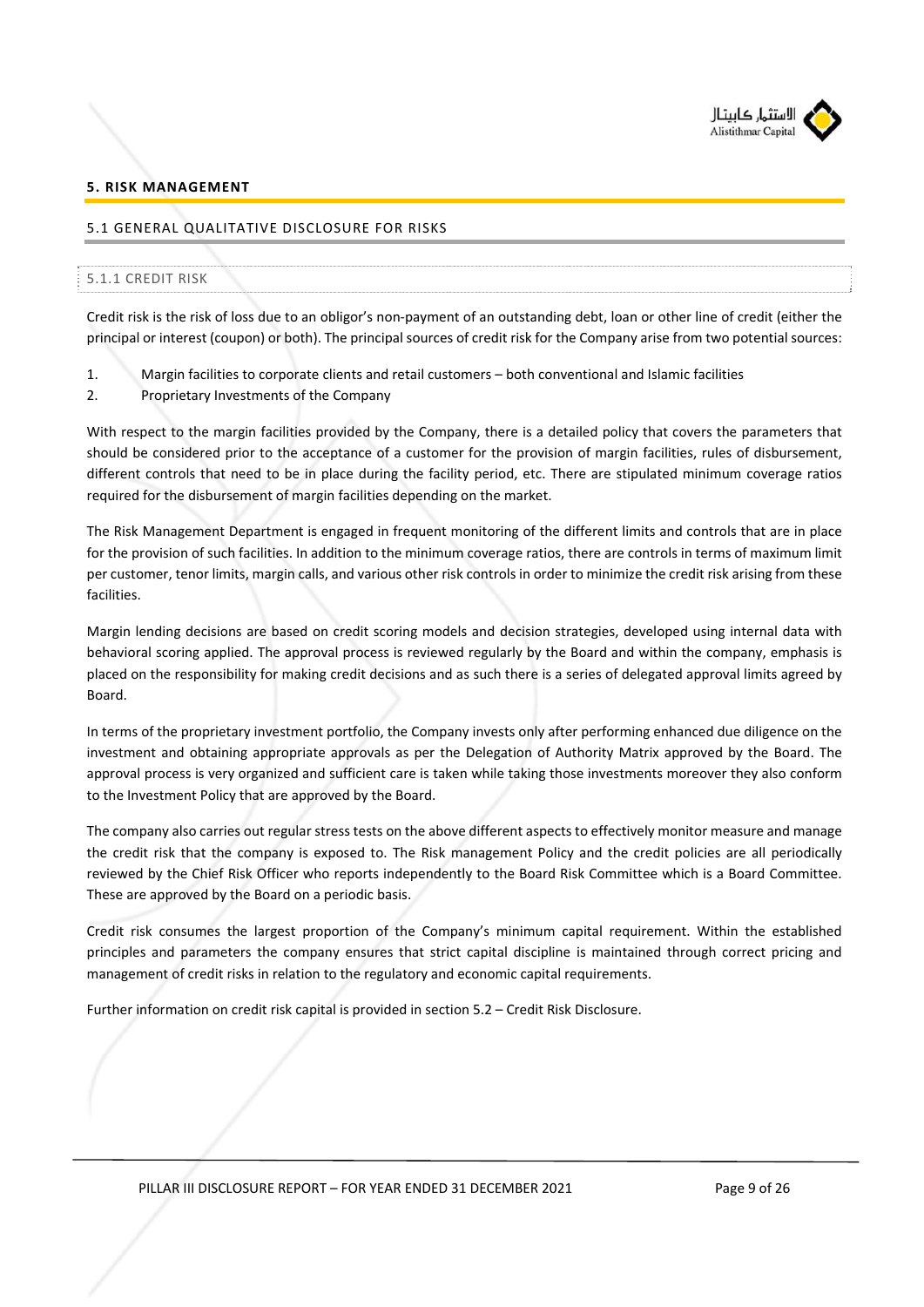## 5. RISK MANAGEMENT

### 5.1 GENERAL QUALITATIVE DISCLOSURE FOR RISKS

#### 5.1.1 CREDIT RISK

Credit risk is the risk of loss due to an obligor's non-payment of an outstanding debt, loan or other line of credit (either the principal or interest (coupon) or both). The principal sources of credit risk for the Company arise from two potential sources:

1. Margin facilities to corporate clients and retail customers – both conventional and Islamic facilities
2. Proprietary Investments of the Company

With respect to the margin facilities provided by the Company, there is a detailed policy that covers the parameters that should be considered prior to the acceptance of a customer for the provision of margin facilities, rules of disbursement, different controls that need to be in place during the facility period, etc. There are stipulated minimum coverage ratios required for the disbursement of margin facilities depending on the market.

The Risk Management Department is engaged in frequent monitoring of the different limits and controls that are in place for the provision of such facilities. In addition to the minimum coverage ratios, there are controls in terms of maximum limit per customer, tenor limits, margin calls, and various other risk controls in order to minimize the credit risk arising from these facilities.

Margin lending decisions are based on credit scoring models and decision strategies, developed using internal data with behavioral scoring applied. The approval process is reviewed regularly by the Board and within the company, emphasis is placed on the responsibility for making credit decisions and as such there is a series of delegated approval limits agreed by Board.

In terms of the proprietary investment portfolio, the Company invests only after performing enhanced due diligence on the investment and obtaining appropriate approvals as per the Delegation of Authority Matrix approved by the Board. The approval process is very organized and sufficient care is taken while taking those investments moreover they also conform to the Investment Policy that are approved by the Board.

The company also carries out regular stress tests on the above different aspects to effectively monitor measure and manage the credit risk that the company is exposed to. The Risk management Policy and the credit policies are all periodically reviewed by the Chief Risk Officer who reports independently to the Board Risk Committee which is a Board Committee. These are approved by the Board on a periodic basis.

Credit risk consumes the largest proportion of the Company's minimum capital requirement. Within the established principles and parameters the company ensures that strict capital discipline is maintained through correct pricing and management of credit risks in relation to the regulatory and economic capital requirements.

Further information on credit risk capital is provided in section 5.2 – Credit Risk Disclosure.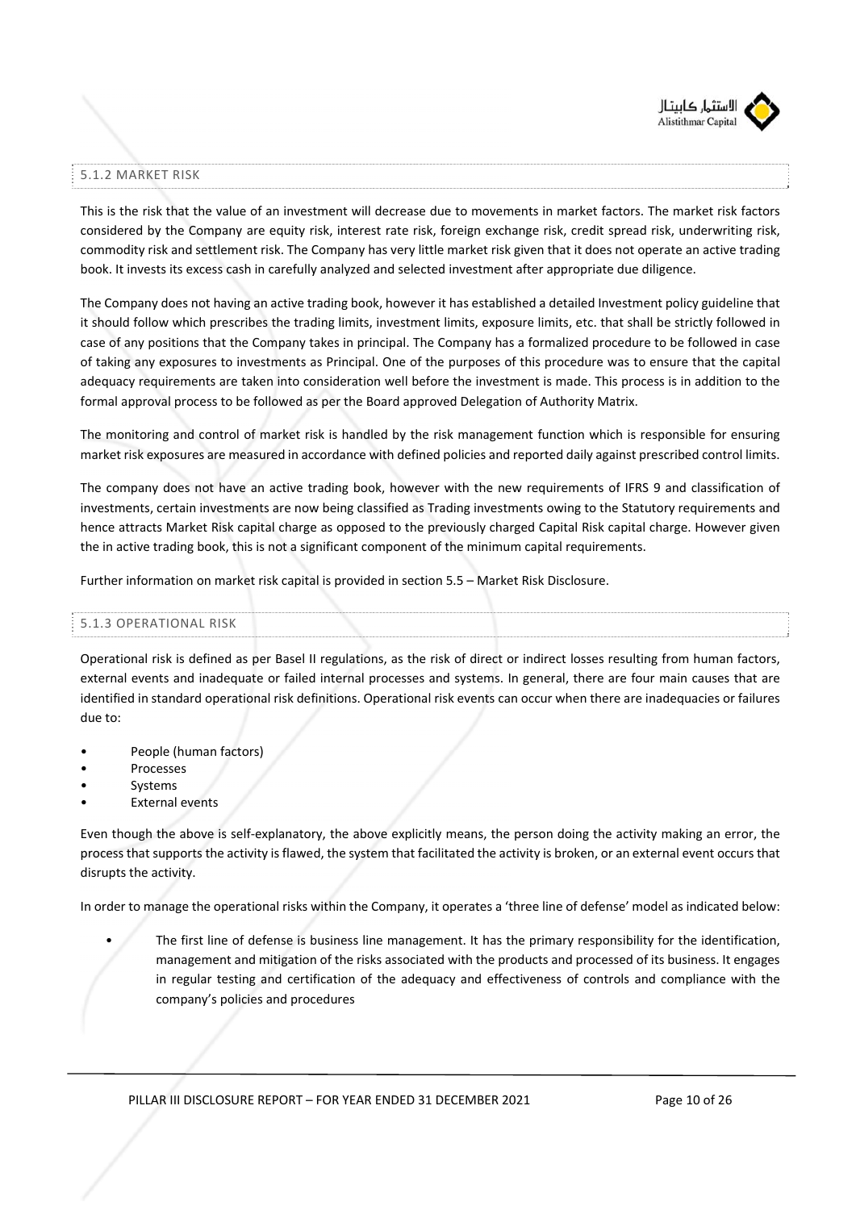### 5.1.2 MARKET RISK

This is the risk that the value of an investment will decrease due to movements in market factors. The market risk factors considered by the Company are equity risk, interest rate risk, foreign exchange risk, credit spread risk, underwriting risk, commodity risk and settlement risk. The Company has very little market risk given that it does not operate an active trading book. It invests its excess cash in carefully analyzed and selected investment after appropriate due diligence.

The Company does not having an active trading book, however it has established a detailed Investment policy guideline that it should follow which prescribes the trading limits, investment limits, exposure limits, etc. that shall be strictly followed in case of any positions that the Company takes in principal. The Company has a formalized procedure to be followed in case of taking any exposures to investments as Principal. One of the purposes of this procedure was to ensure that the capital adequacy requirements are taken into consideration well before the investment is made. This process is in addition to the formal approval process to be followed as per the Board approved Delegation of Authority Matrix.

The monitoring and control of market risk is handled by the risk management function which is responsible for ensuring market risk exposures are measured in accordance with defined policies and reported daily against prescribed control limits.

The company does not have an active trading book, however with the new requirements of IFRS 9 and classification of investments, certain investments are now being classified as Trading investments owing to the Statutory requirements and hence attracts Market Risk capital charge as opposed to the previously charged Capital Risk capital charge. However given the in active trading book, this is not a significant component of the minimum capital requirements.

Further information on market risk capital is provided in section 5.5 – Market Risk Disclosure.

### 5.1.3 OPERATIONAL RISK

Operational risk is defined as per Basel II regulations, as the risk of direct or indirect losses resulting from human factors, external events and inadequate or failed internal processes and systems. In general, there are four main causes that are identified in standard operational risk definitions. Operational risk events can occur when there are inadequacies or failures due to:

- People (human factors)
- Processes
- Systems
- External events

Even though the above is self-explanatory, the above explicitly means, the person doing the activity making an error, the process that supports the activity is flawed, the system that facilitated the activity is broken, or an external event occurs that disrupts the activity.

In order to manage the operational risks within the Company, it operates a 'three line of defense' model as indicated below:

- The first line of defense is business line management. It has the primary responsibility for the identification, management and mitigation of the risks associated with the products and processed of its business. It engages in regular testing and certification of the adequacy and effectiveness of controls and compliance with the company's policies and procedures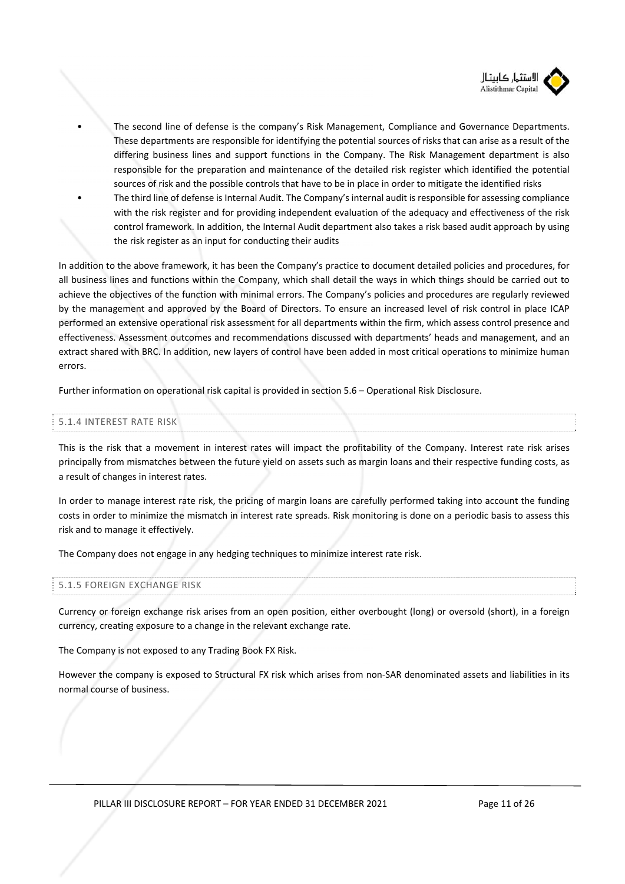- The second line of defense is the company's Risk Management, Compliance and Governance Departments. These departments are responsible for identifying the potential sources of risks that can arise as a result of the differing business lines and support functions in the Company. The Risk Management department is also responsible for the preparation and maintenance of the detailed risk register which identified the potential sources of risk and the possible controls that have to be in place in order to mitigate the identified risks
- The third line of defense is Internal Audit. The Company's internal audit is responsible for assessing compliance with the risk register and for providing independent evaluation of the adequacy and effectiveness of the risk control framework. In addition, the Internal Audit department also takes a risk based audit approach by using the risk register as an input for conducting their audits

In addition to the above framework, it has been the Company's practice to document detailed policies and procedures, for all business lines and functions within the Company, which shall detail the ways in which things should be carried out to achieve the objectives of the function with minimal errors. The Company's policies and procedures are regularly reviewed by the management and approved by the Board of Directors. To ensure an increased level of risk control in place ICAP performed an extensive operational risk assessment for all departments within the firm, which assess control presence and effectiveness. Assessment outcomes and recommendations discussed with departments' heads and management, and an extract shared with BRC. In addition, new layers of control have been added in most critical operations to minimize human errors.

Further information on operational risk capital is provided in section 5.6 – Operational Risk Disclosure.

### 5.1.4 INTEREST RATE RISK

This is the risk that a movement in interest rates will impact the profitability of the Company. Interest rate risk arises principally from mismatches between the future yield on assets such as margin loans and their respective funding costs, as a result of changes in interest rates.

In order to manage interest rate risk, the pricing of margin loans are carefully performed taking into account the funding costs in order to minimize the mismatch in interest rate spreads. Risk monitoring is done on a periodic basis to assess this risk and to manage it effectively.

The Company does not engage in any hedging techniques to minimize interest rate risk.

### 5.1.5 FOREIGN EXCHANGE RISK

Currency or foreign exchange risk arises from an open position, either overbought (long) or oversold (short), in a foreign currency, creating exposure to a change in the relevant exchange rate.

The Company is not exposed to any Trading Book FX Risk.

However the company is exposed to Structural FX risk which arises from non-SAR denominated assets and liabilities in its normal course of business.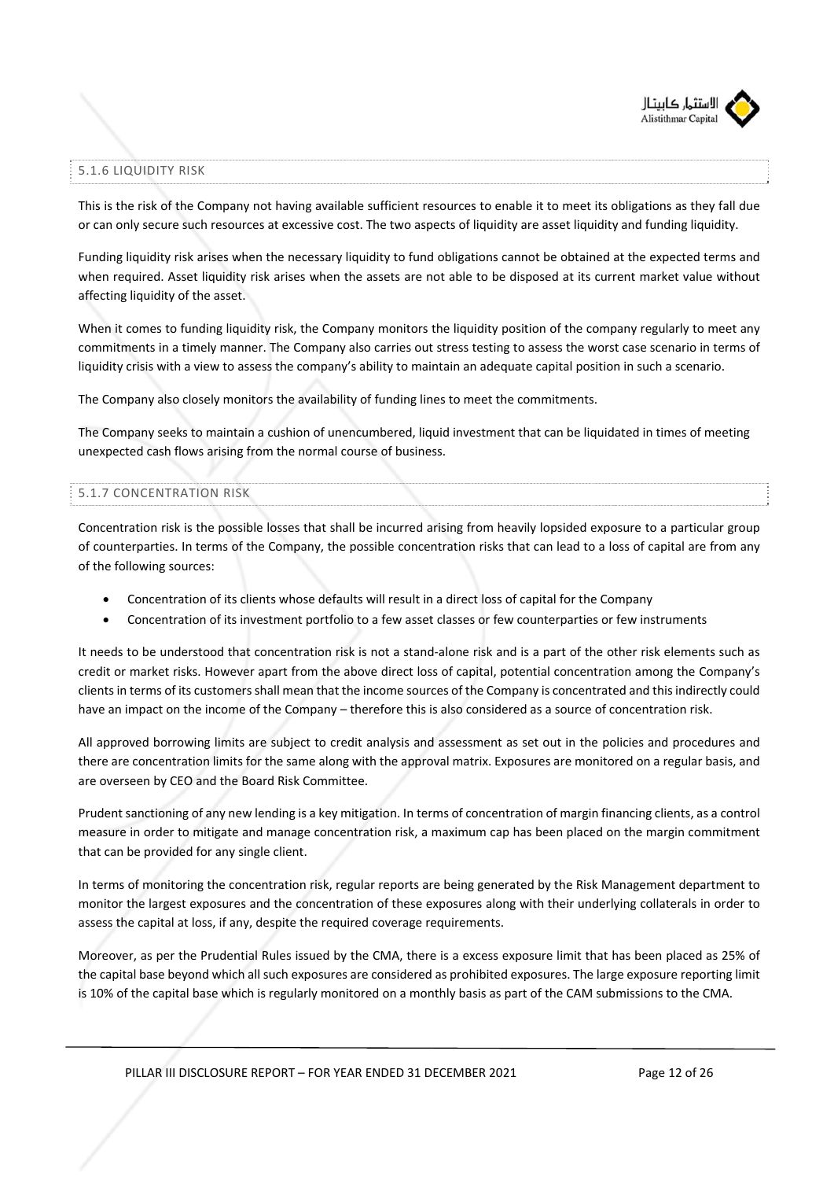### 5.1.6 LIQUIDITY RISK

This is the risk of the Company not having available sufficient resources to enable it to meet its obligations as they fall due or can only secure such resources at excessive cost. The two aspects of liquidity are asset liquidity and funding liquidity.

Funding liquidity risk arises when the necessary liquidity to fund obligations cannot be obtained at the expected terms and when required. Asset liquidity risk arises when the assets are not able to be disposed at its current market value without affecting liquidity of the asset.

When it comes to funding liquidity risk, the Company monitors the liquidity position of the company regularly to meet any commitments in a timely manner. The Company also carries out stress testing to assess the worst case scenario in terms of liquidity crisis with a view to assess the company's ability to maintain an adequate capital position in such a scenario.

The Company also closely monitors the availability of funding lines to meet the commitments.

The Company seeks to maintain a cushion of unencumbered, liquid investment that can be liquidated in times of meeting unexpected cash flows arising from the normal course of business.

### 5.1.7 CONCENTRATION RISK

Concentration risk is the possible losses that shall be incurred arising from heavily lopsided exposure to a particular group of counterparties. In terms of the Company, the possible concentration risks that can lead to a loss of capital are from any of the following sources:

- Concentration of its clients whose defaults will result in a direct loss of capital for the Company
- Concentration of its investment portfolio to a few asset classes or few counterparties or few instruments

It needs to be understood that concentration risk is not a stand-alone risk and is a part of the other risk elements such as credit or market risks. However apart from the above direct loss of capital, potential concentration among the Company's clients in terms of its customers shall mean that the income sources of the Company is concentrated and this indirectly could have an impact on the income of the Company – therefore this is also considered as a source of concentration risk.

All approved borrowing limits are subject to credit analysis and assessment as set out in the policies and procedures and there are concentration limits for the same along with the approval matrix. Exposures are monitored on a regular basis, and are overseen by CEO and the Board Risk Committee.

Prudent sanctioning of any new lending is a key mitigation. In terms of concentration of margin financing clients, as a control measure in order to mitigate and manage concentration risk, a maximum cap has been placed on the margin commitment that can be provided for any single client.

In terms of monitoring the concentration risk, regular reports are being generated by the Risk Management department to monitor the largest exposures and the concentration of these exposures along with their underlying collaterals in order to assess the capital at loss, if any, despite the required coverage requirements.

Moreover, as per the Prudential Rules issued by the CMA, there is a excess exposure limit that has been placed as 25% of the capital base beyond which all such exposures are considered as prohibited exposures. The large exposure reporting limit is 10% of the capital base which is regularly monitored on a monthly basis as part of the CAM submissions to the CMA.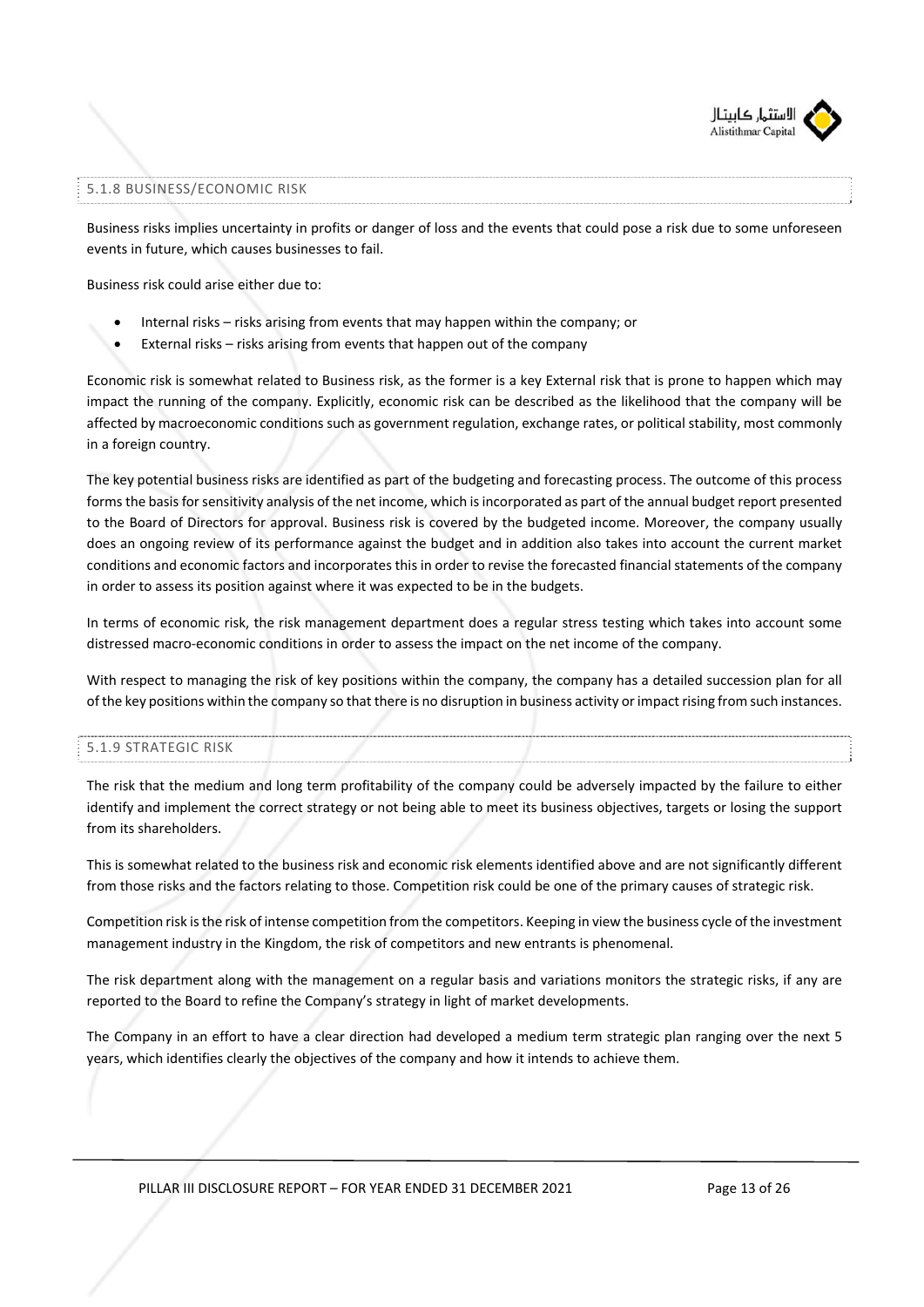### 5.1.8 BUSINESS/ECONOMIC RISK

Business risks implies uncertainty in profits or danger of loss and the events that could pose a risk due to some unforeseen events in future, which causes businesses to fail.

Business risk could arise either due to:

- Internal risks – risks arising from events that may happen within the company; or
- External risks – risks arising from events that happen out of the company

Economic risk is somewhat related to Business risk, as the former is a key External risk that is prone to happen which may impact the running of the company. Explicitly, economic risk can be described as the likelihood that the company will be affected by macroeconomic conditions such as government regulation, exchange rates, or political stability, most commonly in a foreign country.

The key potential business risks are identified as part of the budgeting and forecasting process. The outcome of this process forms the basis for sensitivity analysis of the net income, which is incorporated as part of the annual budget report presented to the Board of Directors for approval. Business risk is covered by the budgeted income. Moreover, the company usually does an ongoing review of its performance against the budget and in addition also takes into account the current market conditions and economic factors and incorporates this in order to revise the forecasted financial statements of the company in order to assess its position against where it was expected to be in the budgets.

In terms of economic risk, the risk management department does a regular stress testing which takes into account some distressed macro-economic conditions in order to assess the impact on the net income of the company.

With respect to managing the risk of key positions within the company, the company has a detailed succession plan for all of the key positions within the company so that there is no disruption in business activity or impact rising from such instances.

### 5.1.9 STRATEGIC RISK

The risk that the medium and long term profitability of the company could be adversely impacted by the failure to either identify and implement the correct strategy or not being able to meet its business objectives, targets or losing the support from its shareholders.

This is somewhat related to the business risk and economic risk elements identified above and are not significantly different from those risks and the factors relating to those. Competition risk could be one of the primary causes of strategic risk.

Competition risk is the risk of intense competition from the competitors. Keeping in view the business cycle of the investment management industry in the Kingdom, the risk of competitors and new entrants is phenomenal.

The risk department along with the management on a regular basis and variations monitors the strategic risks, if any are reported to the Board to refine the Company's strategy in light of market developments.

The Company in an effort to have a clear direction had developed a medium term strategic plan ranging over the next 5 years, which identifies clearly the objectives of the company and how it intends to achieve them.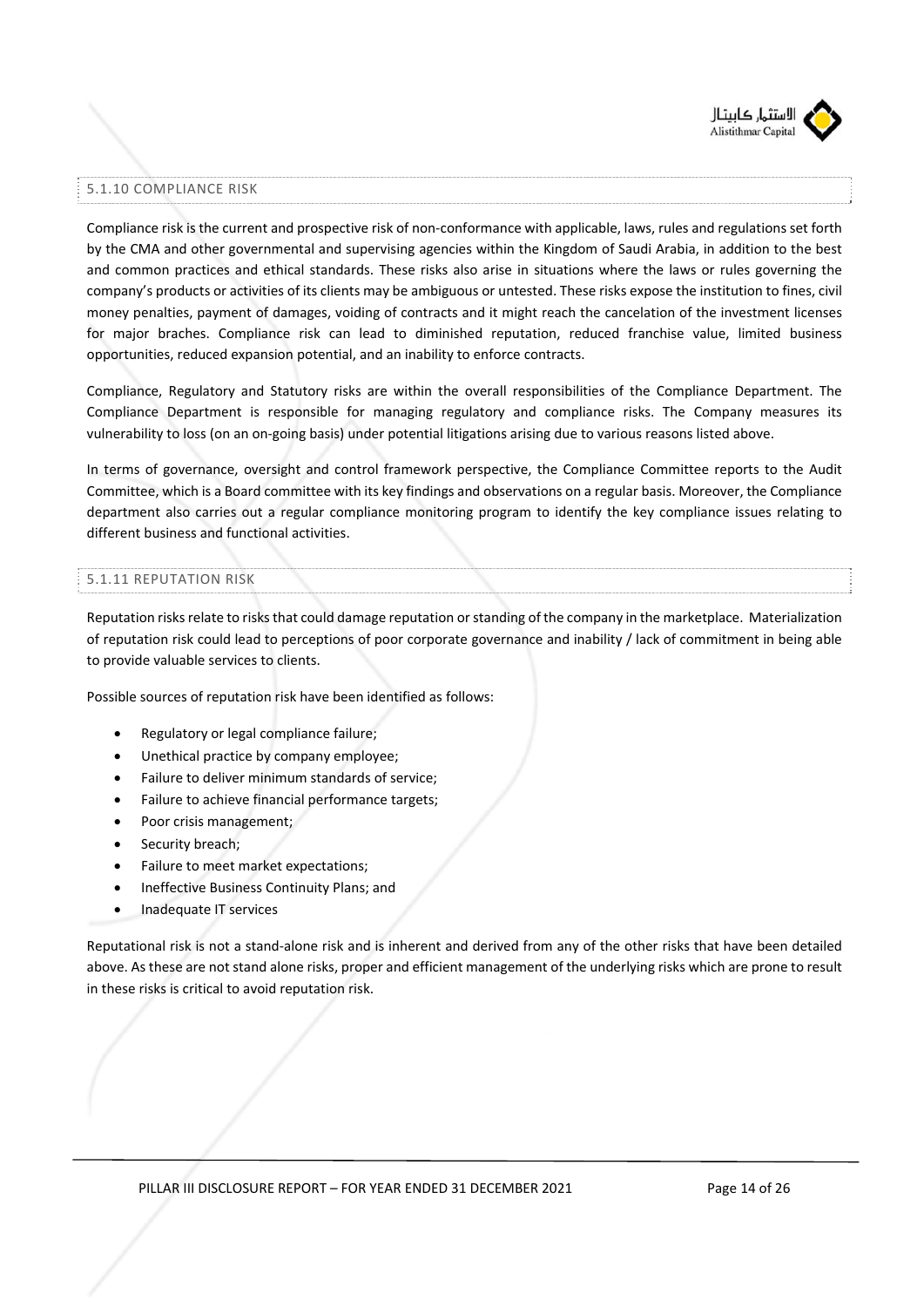### 5.1.10 COMPLIANCE RISK

Compliance risk is the current and prospective risk of non-conformance with applicable, laws, rules and regulations set forth by the CMA and other governmental and supervising agencies within the Kingdom of Saudi Arabia, in addition to the best and common practices and ethical standards. These risks also arise in situations where the laws or rules governing the company's products or activities of its clients may be ambiguous or untested. These risks expose the institution to fines, civil money penalties, payment of damages, voiding of contracts and it might reach the cancelation of the investment licenses for major braches. Compliance risk can lead to diminished reputation, reduced franchise value, limited business opportunities, reduced expansion potential, and an inability to enforce contracts.

Compliance, Regulatory and Statutory risks are within the overall responsibilities of the Compliance Department. The Compliance Department is responsible for managing regulatory and compliance risks. The Company measures its vulnerability to loss (on an on-going basis) under potential litigations arising due to various reasons listed above.

In terms of governance, oversight and control framework perspective, the Compliance Committee reports to the Audit Committee, which is a Board committee with its key findings and observations on a regular basis. Moreover, the Compliance department also carries out a regular compliance monitoring program to identify the key compliance issues relating to different business and functional activities.

### 5.1.11 REPUTATION RISK

Reputation risks relate to risks that could damage reputation or standing of the company in the marketplace. Materialization of reputation risk could lead to perceptions of poor corporate governance and inability / lack of commitment in being able to provide valuable services to clients.

Possible sources of reputation risk have been identified as follows:

- Regulatory or legal compliance failure;
- Unethical practice by company employee;
- Failure to deliver minimum standards of service;
- Failure to achieve financial performance targets;
- Poor crisis management;
- Security breach;
- Failure to meet market expectations;
- Ineffective Business Continuity Plans; and
- Inadequate IT services

Reputational risk is not a stand-alone risk and is inherent and derived from any of the other risks that have been detailed above. As these are not stand alone risks, proper and efficient management of the underlying risks which are prone to result in these risks is critical to avoid reputation risk.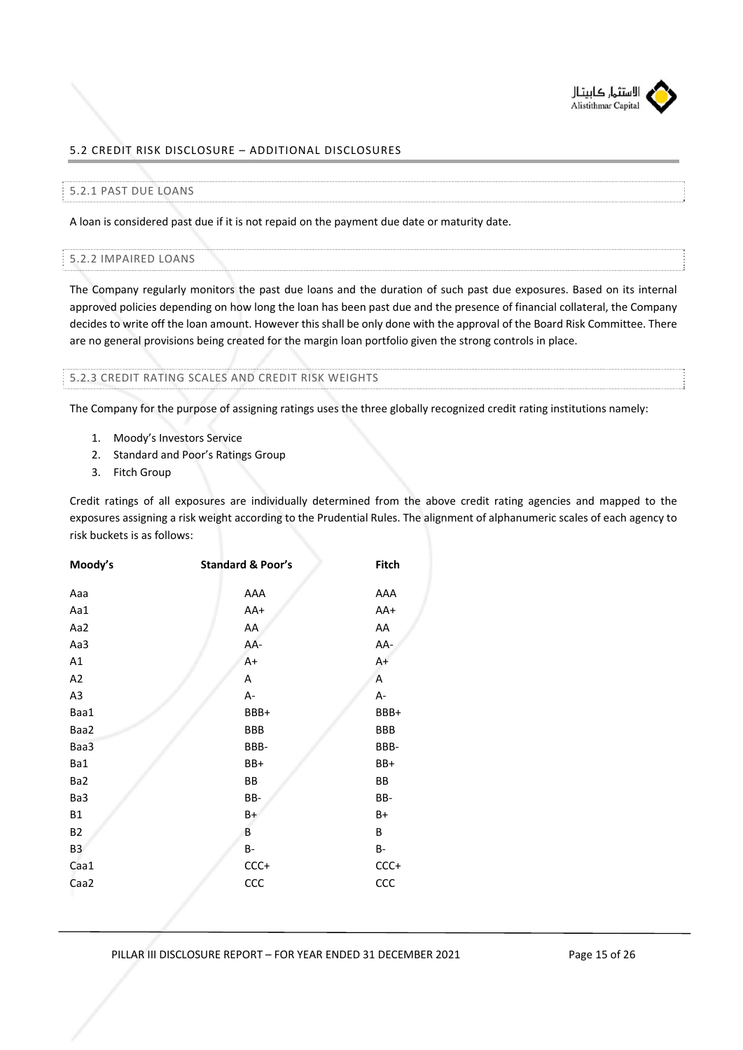## 5.2 CREDIT RISK DISCLOSURE – ADDITIONAL DISCLOSURES

### 5.2.1 PAST DUE LOANS

A loan is considered past due if it is not repaid on the payment due date or maturity date.

### 5.2.2 IMPAIRED LOANS

The Company regularly monitors the past due loans and the duration of such past due exposures. Based on its internal approved policies depending on how long the loan has been past due and the presence of financial collateral, the Company decides to write off the loan amount. However this shall be only done with the approval of the Board Risk Committee. There are no general provisions being created for the margin loan portfolio given the strong controls in place.

### 5.2.3 CREDIT RATING SCALES AND CREDIT RISK WEIGHTS

The Company for the purpose of assigning ratings uses the three globally recognized credit rating institutions namely:

1. Moody's Investors Service
2. Standard and Poor's Ratings Group
3. Fitch Group

Credit ratings of all exposures are individually determined from the above credit rating agencies and mapped to the exposures assigning a risk weight according to the Prudential Rules. The alignment of alphanumeric scales of each agency to risk buckets is as follows:

| Moody's | Standard & Poor's | Fitch |
|---|---|---|
| Aaa | AAA | AAA |
| Aa1 | AA+ | AA+ |
| Aa2 | AA | AA |
| Aa3 | AA- | AA- |
| A1 | A+ | A+ |
| A2 | A | A |
| A3 | A- | A- |
| Baa1 | BBB+ | BBB+ |
| Baa2 | BBB | BBB |
| Baa3 | BBB- | BBB- |
| Ba1 | BB+ | BB+ |
| Ba2 | BB | BB |
| Ba3 | BB- | BB- |
| B1 | B+ | B+ |
| B2 | B | B |
| B3 | B- | B- |
| Caa1 | CCC+ | CCC+ |
| Caa2 | CCC | CCC |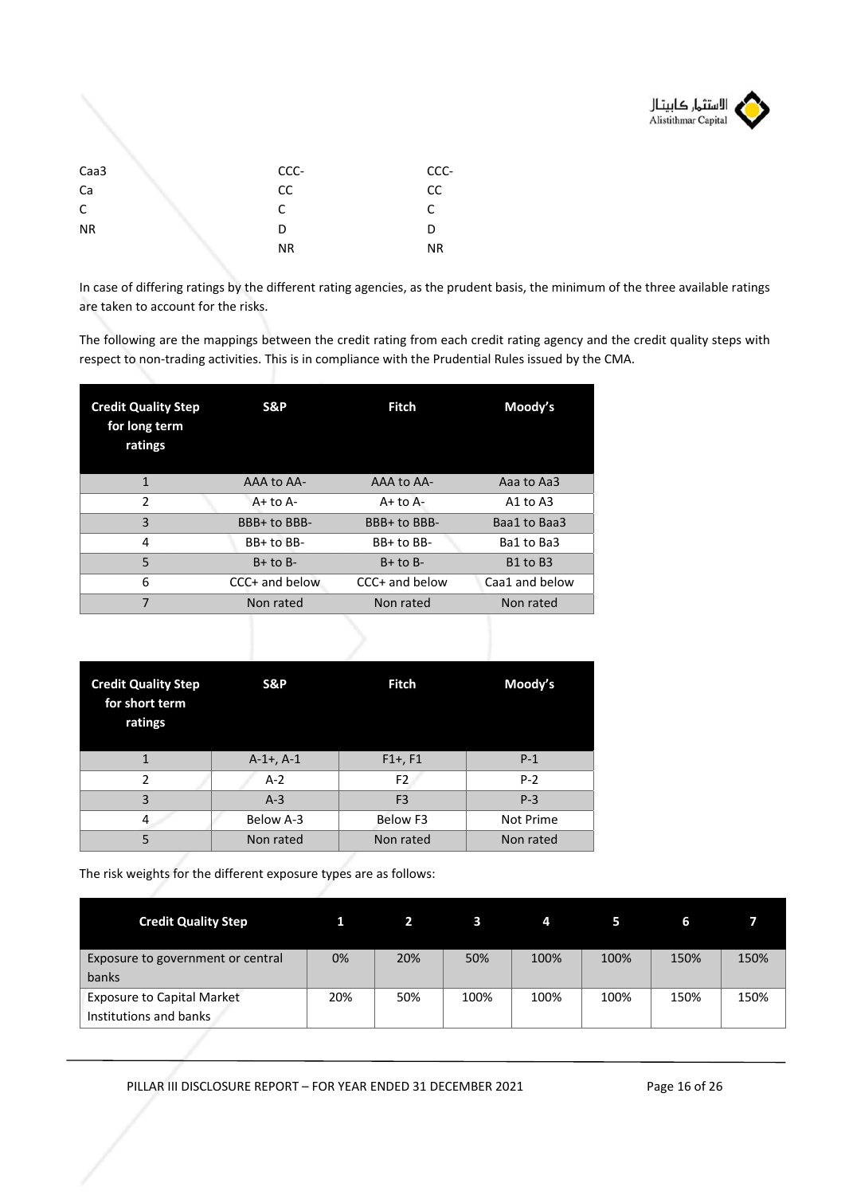| | | |
|---|---|---|
| Caa3 | CCC- | CCC- |
| Ca | CC | CC |
| C | C | C |
| NR | D | D |
| | NR | NR |

In case of differing ratings by the different rating agencies, as the prudent basis, the minimum of the three available ratings are taken to account for the risks.

The following are the mappings between the credit rating from each credit rating agency and the credit quality steps with respect to non-trading activities. This is in compliance with the Prudential Rules issued by the CMA.

| Credit Quality Step for long term ratings | S&P | Fitch | Moody's |
|---|---|---|---|
| 1 | AAA to AA- | AAA to AA- | Aaa to Aa3 |
| 2 | A+ to A- | A+ to A- | A1 to A3 |
| 3 | BBB+ to BBB- | BBB+ to BBB- | Baa1 to Baa3 |
| 4 | BB+ to BB- | BB+ to BB- | Ba1 to Ba3 |
| 5 | B+ to B- | B+ to B- | B1 to B3 |
| 6 | CCC+ and below | CCC+ and below | Caa1 and below |
| 7 | Non rated | Non rated | Non rated |

| Credit Quality Step for short term ratings | S&P | Fitch | Moody's |
|---|---|---|---|
| 1 | A-1+, A-1 | F1+, F1 | P-1 |
| 2 | A-2 | F2 | P-2 |
| 3 | A-3 | F3 | P-3 |
| 4 | Below A-3 | Below F3 | Not Prime |
| 5 | Non rated | Non rated | Non rated |

The risk weights for the different exposure types are as follows:

| Credit Quality Step | 1 | 2 | 3 | 4 | 5 | 6 | 7 |
|---|---|---|---|---|---|---|---|
| Exposure to government or central banks | 0% | 20% | 50% | 100% | 100% | 150% | 150% |
| Exposure to Capital Market Institutions and banks | 20% | 50% | 100% | 100% | 100% | 150% | 150% |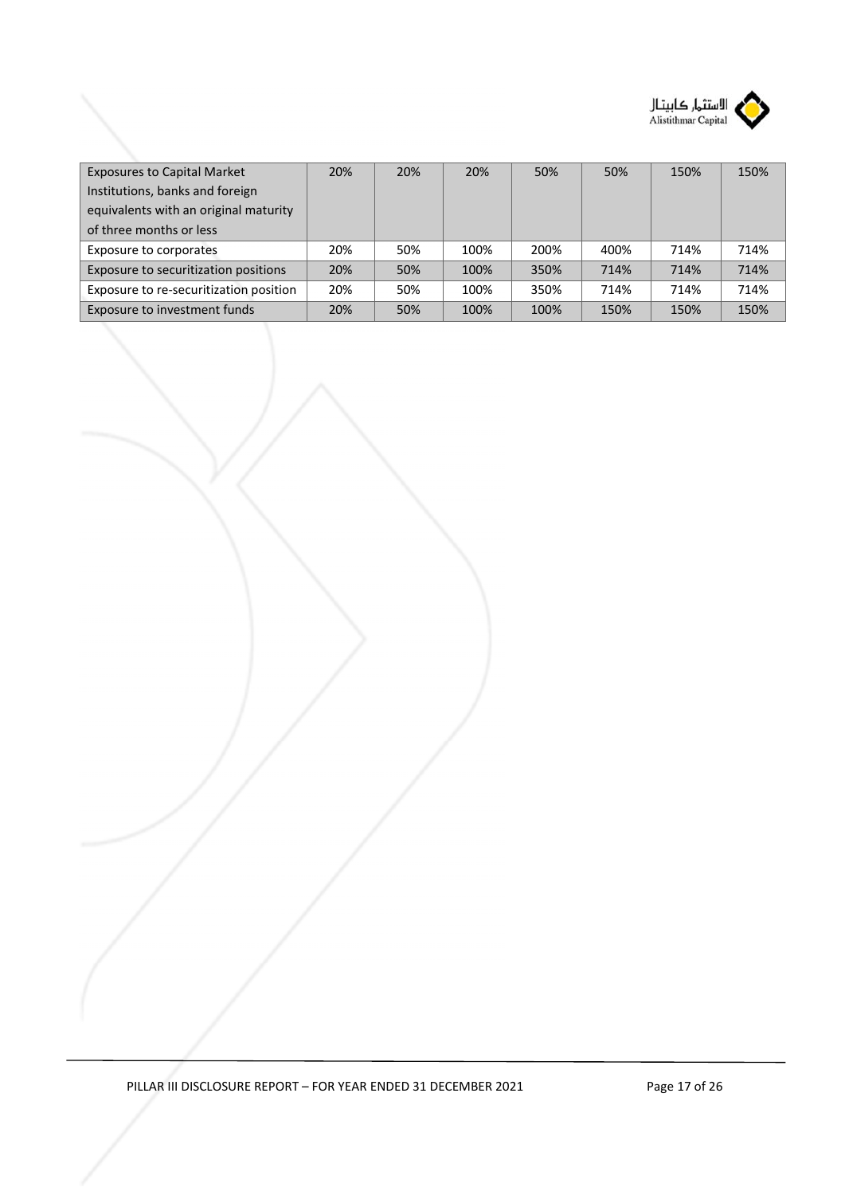| Exposures to Capital Market Institutions, banks and foreign equivalents with an original maturity of three months or less | 20% | 20% | 20% | 50% | 50% | 150% | 150% |
|---|---|---|---|---|---|---|---|
| Exposure to corporates | 20% | 50% | 100% | 200% | 400% | 714% | 714% |
| Exposure to securitization positions | 20% | 50% | 100% | 350% | 714% | 714% | 714% |
| Exposure to re-securitization position | 20% | 50% | 100% | 350% | 714% | 714% | 714% |
| Exposure to investment funds | 20% | 50% | 100% | 100% | 150% | 150% | 150% |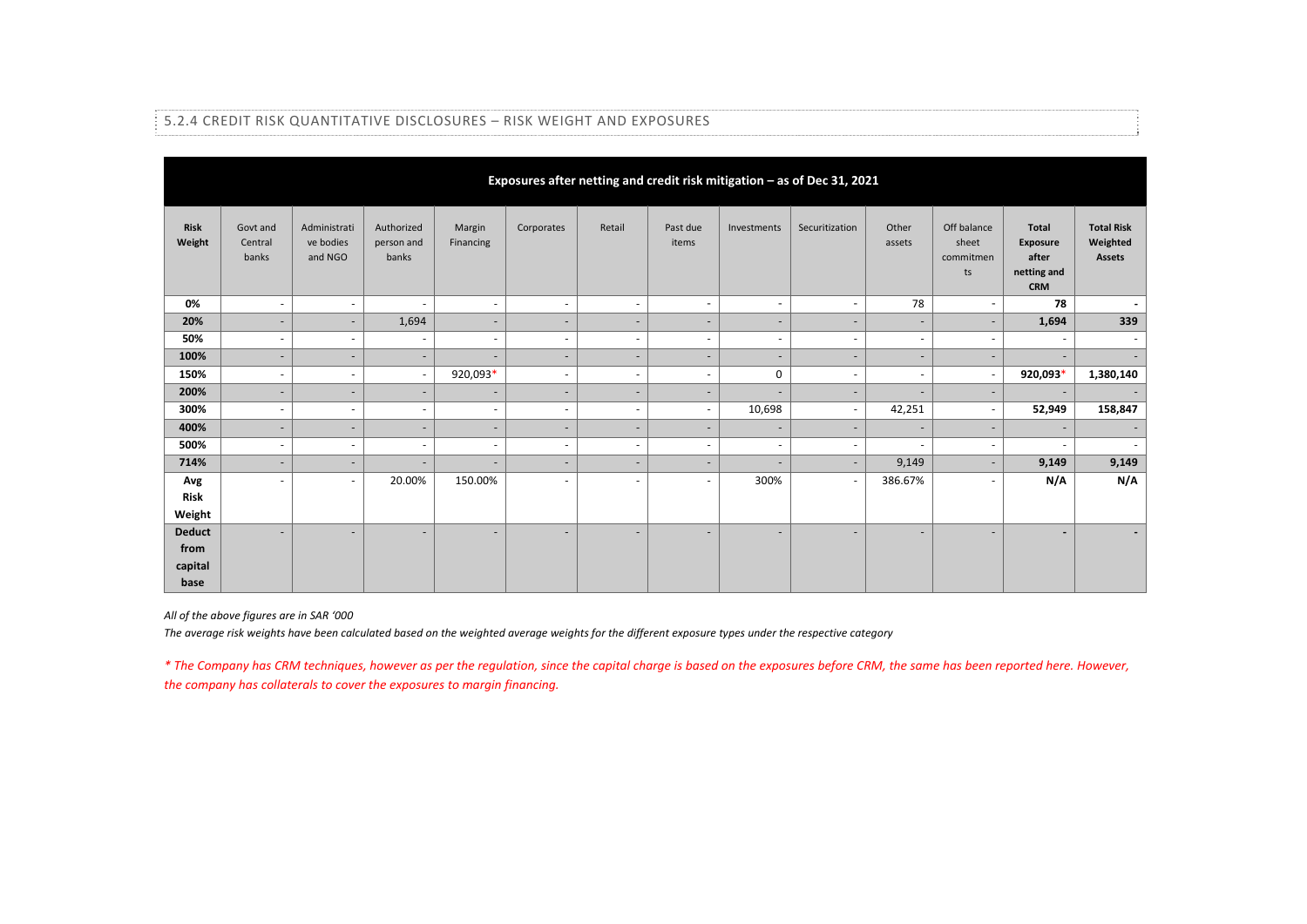### 5.2.4 CREDIT RISK QUANTITATIVE DISCLOSURES – RISK WEIGHT AND EXPOSURES

| **Exposures after netting and credit risk mitigation – as of Dec 31, 2021** | | | | | | | | | | | | | |
|---|---|---|---|---|---|---|---|---|---|---|---|---|---|
| **Risk Weight** | Govt and Central banks | Administrative bodies and NGO | Authorized person and banks | Margin Financing | Corporates | Retail | Past due items | Investments | Securitization | Other assets | Off balance sheet commitments | **Total Exposure after netting and CRM** | **Total Risk Weighted Assets** |
| **0%** | - | - | - | - | - | - | - | - | - | 78 | - | **78** | **-** |
| **20%** | - | - | 1,694 | - | - | - | - | - | - | - | - | **1,694** | **339** |
| **50%** | - | - | - | - | - | - | - | - | - | - | - | - | - |
| **100%** | - | - | - | - | - | - | - | - | - | - | - | - | - |
| **150%** | - | - | - | 920,093* | - | - | - | 0 | - | - | - | **920,093*** | **1,380,140** |
| **200%** | - | - | - | - | - | - | - | - | - | - | - | - | - |
| **300%** | - | - | - | - | - | - | - | 10,698 | - | 42,251 | - | **52,949** | **158,847** |
| **400%** | - | - | - | - | - | - | - | - | - | - | - | - | - |
| **500%** | - | - | - | - | - | - | - | - | - | - | - | - | - |
| **714%** | - | - | - | - | - | - | - | - | - | 9,149 | - | **9,149** | **9,149** |
| **Avg Risk Weight** | - | - | 20.00% | 150.00% | - | - | - | 300% | - | 386.67% | - | **N/A** | **N/A** |
| **Deduct from capital base** | - | - | - | - | - | - | - | - | - | - | - | **-** | **-** |

*All of the above figures are in SAR '000*

*The average risk weights have been calculated based on the weighted average weights for the different exposure types under the respective category*

*\* The Company has CRM techniques, however as per the regulation, since the capital charge is based on the exposures before CRM, the same has been reported here. However, the company has collaterals to cover the exposures to margin financing.*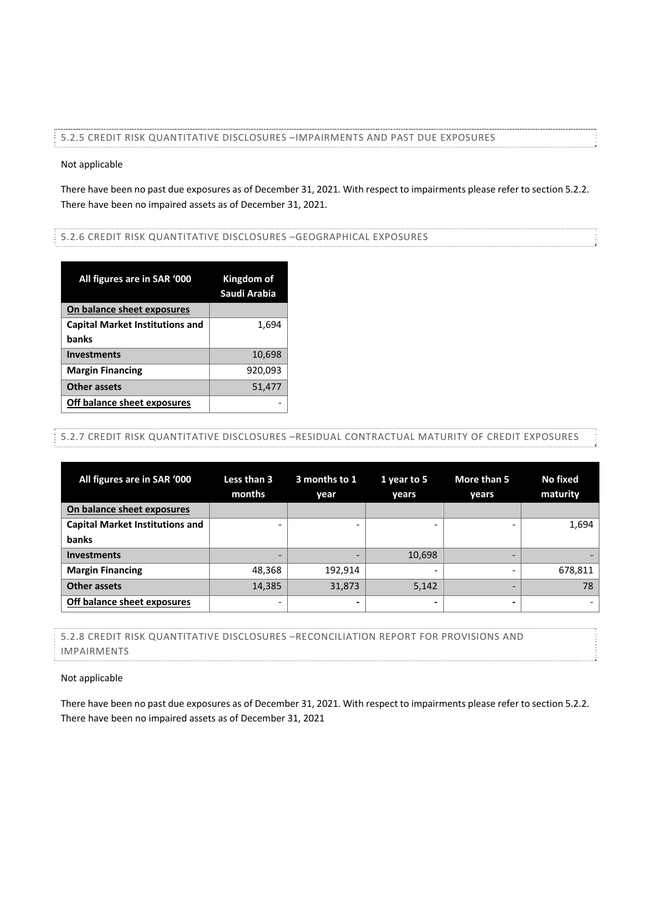### 5.2.5 CREDIT RISK QUANTITATIVE DISCLOSURES –IMPAIRMENTS AND PAST DUE EXPOSURES

Not applicable

There have been no past due exposures as of December 31, 2021. With respect to impairments please refer to section 5.2.2. There have been no impaired assets as of December 31, 2021.

### 5.2.6 CREDIT RISK QUANTITATIVE DISCLOSURES –GEOGRAPHICAL EXPOSURES

| All figures are in SAR '000 | Kingdom of Saudi Arabia |
|---|---|
| **On balance sheet exposures** | |
| **Capital Market Institutions and banks** | 1,694 |
| **Investments** | 10,698 |
| **Margin Financing** | 920,093 |
| **Other assets** | 51,477 |
| **Off balance sheet exposures** | - |

### 5.2.7 CREDIT RISK QUANTITATIVE DISCLOSURES –RESIDUAL CONTRACTUAL MATURITY OF CREDIT EXPOSURES

| All figures are in SAR '000 | Less than 3 months | 3 months to 1 year | 1 year to 5 years | More than 5 years | No fixed maturity |
|---|---|---|---|---|---|
| **On balance sheet exposures** | | | | | |
| **Capital Market Institutions and banks** | - | - | - | - | 1,694 |
| **Investments** | - | - | 10,698 | - | - |
| **Margin Financing** | 48,368 | 192,914 | - | - | 678,811 |
| **Other assets** | 14,385 | 31,873 | 5,142 | - | 78 |
| **Off balance sheet exposures** | - | - | - | - | - |

### 5.2.8 CREDIT RISK QUANTITATIVE DISCLOSURES –RECONCILIATION REPORT FOR PROVISIONS AND IMPAIRMENTS

Not applicable

There have been no past due exposures as of December 31, 2021. With respect to impairments please refer to section 5.2.2. There have been no impaired assets as of December 31, 2021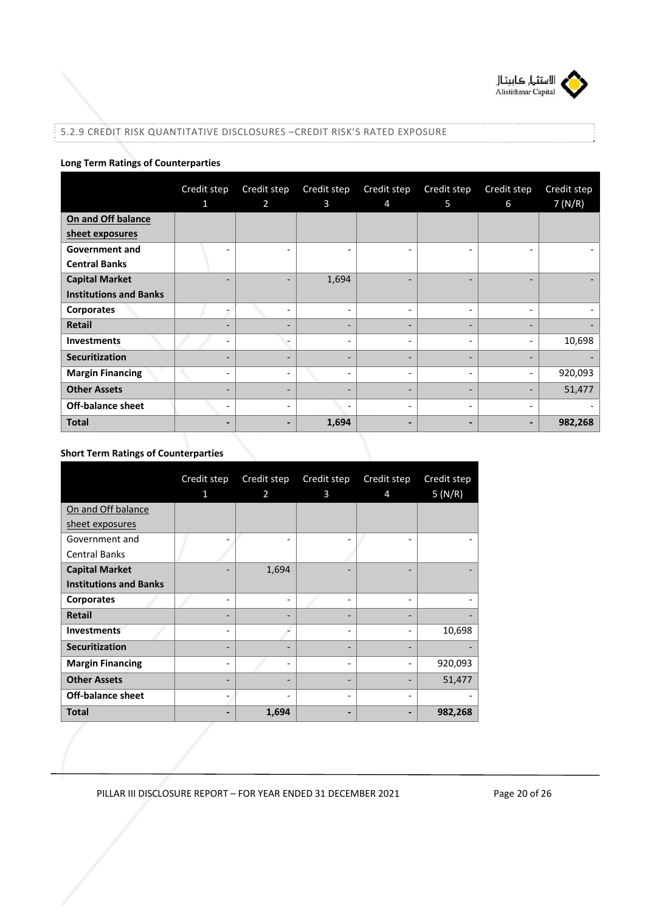### 5.2.9 CREDIT RISK QUANTITATIVE DISCLOSURES –CREDIT RISK'S RATED EXPOSURE

**Long Term Ratings of Counterparties**

| | Credit step 1 | Credit step 2 | Credit step 3 | Credit step 4 | Credit step 5 | Credit step 6 | Credit step 7 (N/R) |
|---|---|---|---|---|---|---|---|
| **On and Off balance sheet exposures** | | | | | | | |
| **Government and Central Banks** | - | - | - | - | - | - | - |
| **Capital Market Institutions and Banks** | - | - | 1,694 | - | - | - | - |
| **Corporates** | - | - | - | - | - | - | - |
| **Retail** | - | - | - | - | - | - | - |
| **Investments** | - | - | - | - | - | - | 10,698 |
| **Securitization** | - | - | - | - | - | - | - |
| **Margin Financing** | - | - | - | - | - | - | 920,093 |
| **Other Assets** | - | - | - | - | - | - | 51,477 |
| **Off-balance sheet** | - | - | - | - | - | - | - |
| **Total** | **-** | **-** | **1,694** | **-** | **-** | **-** | **982,268** |

**Short Term Ratings of Counterparties**

| | Credit step 1 | Credit step 2 | Credit step 3 | Credit step 4 | Credit step 5 (N/R) |
|---|---|---|---|---|---|
| On and Off balance sheet exposures | | | | | |
| Government and Central Banks | - | - | - | - | - |
| **Capital Market Institutions and Banks** | - | 1,694 | - | - | - |
| **Corporates** | - | - | - | - | - |
| **Retail** | - | - | - | - | - |
| **Investments** | - | - | - | - | 10,698 |
| **Securitization** | - | - | - | - | - |
| **Margin Financing** | - | - | - | - | 920,093 |
| **Other Assets** | - | - | - | - | 51,477 |
| **Off-balance sheet** | - | - | - | - | - |
| **Total** | **-** | **1,694** | **-** | **-** | **982,268** |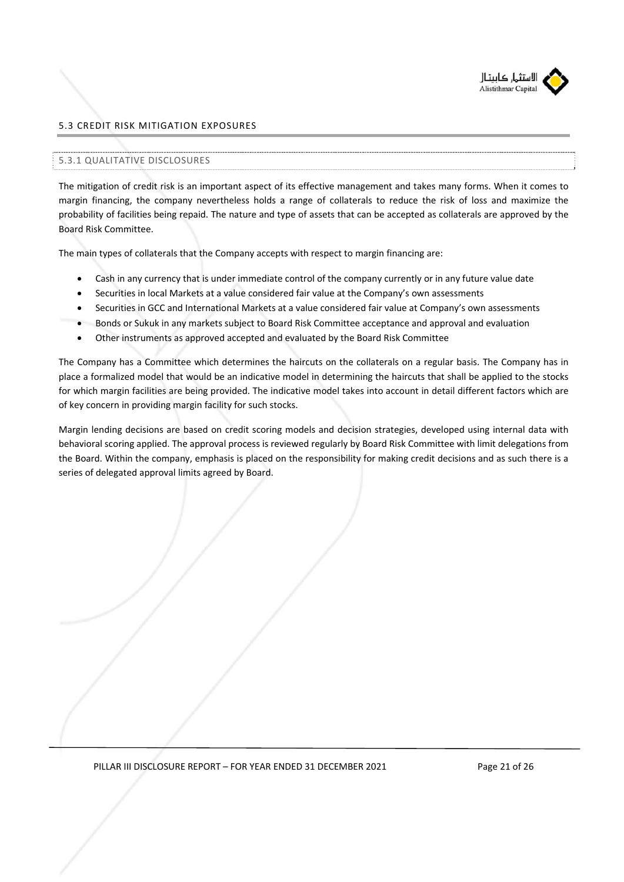## 5.3 CREDIT RISK MITIGATION EXPOSURES

### 5.3.1 QUALITATIVE DISCLOSURES

The mitigation of credit risk is an important aspect of its effective management and takes many forms. When it comes to margin financing, the company nevertheless holds a range of collaterals to reduce the risk of loss and maximize the probability of facilities being repaid. The nature and type of assets that can be accepted as collaterals are approved by the Board Risk Committee.

The main types of collaterals that the Company accepts with respect to margin financing are:

- Cash in any currency that is under immediate control of the company currently or in any future value date
- Securities in local Markets at a value considered fair value at the Company's own assessments
- Securities in GCC and International Markets at a value considered fair value at Company's own assessments
- Bonds or Sukuk in any markets subject to Board Risk Committee acceptance and approval and evaluation
- Other instruments as approved accepted and evaluated by the Board Risk Committee

The Company has a Committee which determines the haircuts on the collaterals on a regular basis. The Company has in place a formalized model that would be an indicative model in determining the haircuts that shall be applied to the stocks for which margin facilities are being provided. The indicative model takes into account in detail different factors which are of key concern in providing margin facility for such stocks.

Margin lending decisions are based on credit scoring models and decision strategies, developed using internal data with behavioral scoring applied. The approval process is reviewed regularly by Board Risk Committee with limit delegations from the Board. Within the company, emphasis is placed on the responsibility for making credit decisions and as such there is a series of delegated approval limits agreed by Board.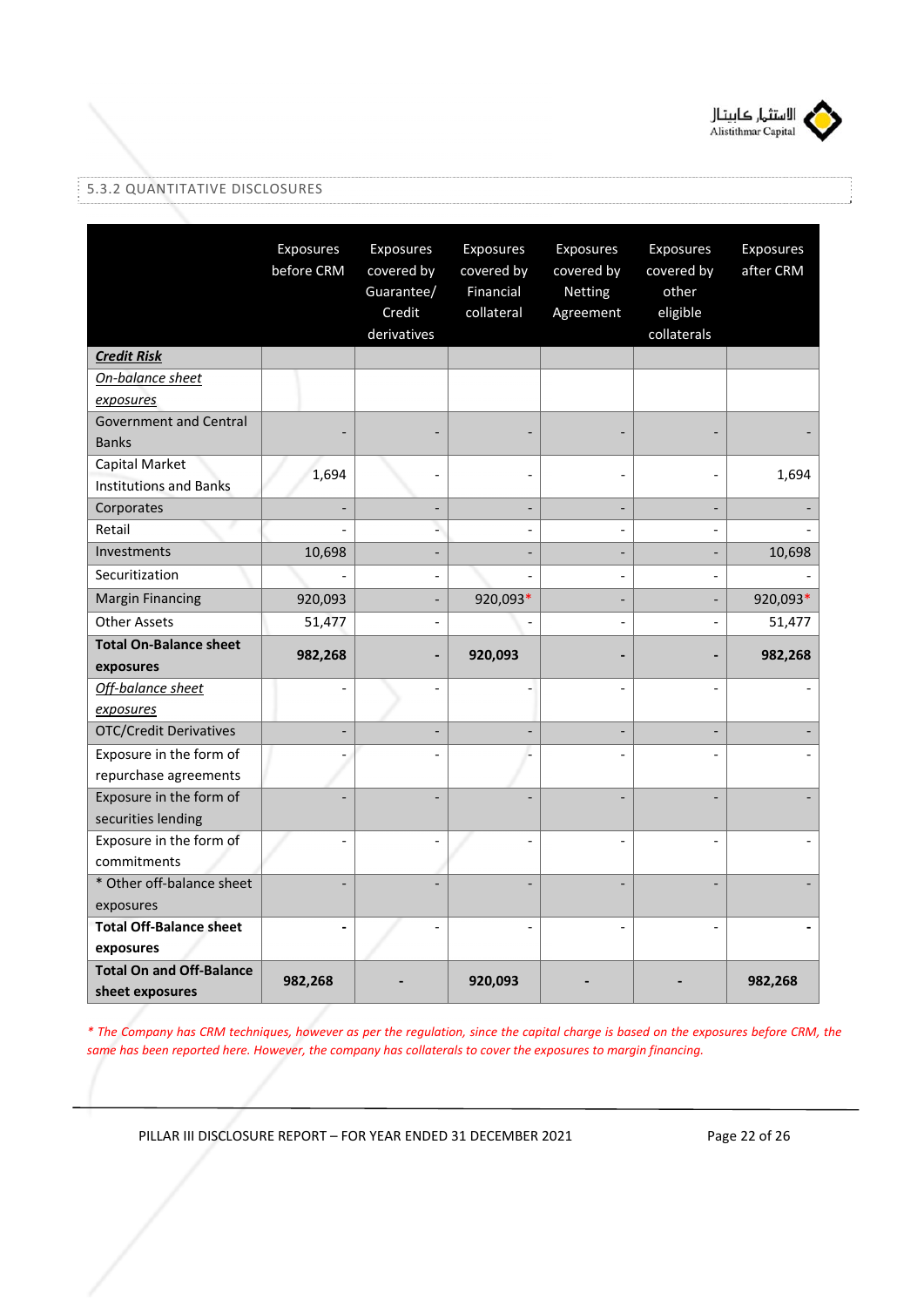### 5.3.2 QUANTITATIVE DISCLOSURES

| | Exposures before CRM | Exposures covered by Guarantee/ Credit derivatives | Exposures covered by Financial collateral | Exposures covered by Netting Agreement | Exposures covered by other eligible collaterals | Exposures after CRM |
|---|---|---|---|---|---|---|
| ***Credit Risk*** | | | | | | |
| *On-balance sheet exposures* | | | | | | |
| Government and Central Banks | - | - | - | - | - | - |
| Capital Market Institutions and Banks | 1,694 | - | - | - | - | 1,694 |
| Corporates | - | - | - | - | - | - |
| Retail | - | - | - | - | - | - |
| Investments | 10,698 | - | - | - | - | 10,698 |
| Securitization | - | - | - | - | - | - |
| Margin Financing | 920,093 | - | 920,093* | - | - | 920,093* |
| Other Assets | 51,477 | - | - | - | - | 51,477 |
| **Total On-Balance sheet exposures** | **982,268** | **-** | **920,093** | **-** | **-** | **982,268** |
| *Off-balance sheet exposures* | - | - | - | - | - | - |
| OTC/Credit Derivatives | - | - | - | - | - | - |
| Exposure in the form of repurchase agreements | - | - | - | - | - | - |
| Exposure in the form of securities lending | - | - | - | - | - | - |
| Exposure in the form of commitments | - | - | - | - | - | - |
| * Other off-balance sheet exposures | - | - | - | - | - | - |
| **Total Off-Balance sheet exposures** | **-** | - | - | - | - | **-** |
| **Total On and Off-Balance sheet exposures** | **982,268** | **-** | **920,093** | **-** | **-** | **982,268** |

*\* The Company has CRM techniques, however as per the regulation, since the capital charge is based on the exposures before CRM, the same has been reported here. However, the company has collaterals to cover the exposures to margin financing.*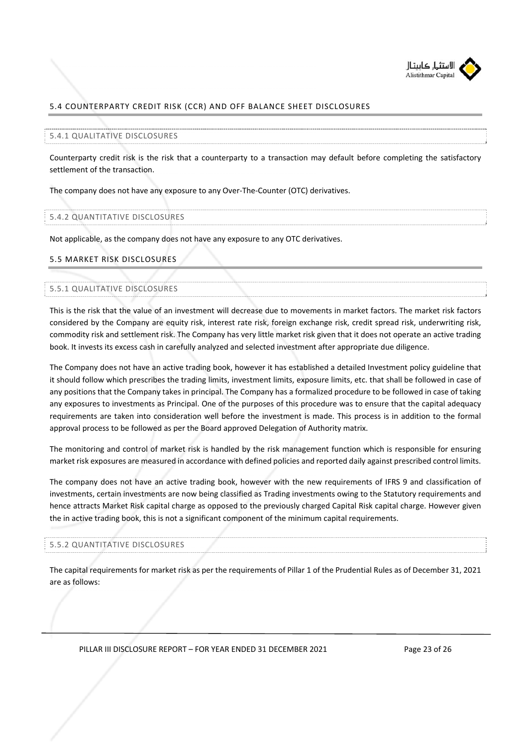## 5.4 COUNTERPARTY CREDIT RISK (CCR) AND OFF BALANCE SHEET DISCLOSURES

### 5.4.1 QUALITATIVE DISCLOSURES

Counterparty credit risk is the risk that a counterparty to a transaction may default before completing the satisfactory settlement of the transaction.

The company does not have any exposure to any Over-The-Counter (OTC) derivatives.

### 5.4.2 QUANTITATIVE DISCLOSURES

Not applicable, as the company does not have any exposure to any OTC derivatives.

## 5.5 MARKET RISK DISCLOSURES

### 5.5.1 QUALITATIVE DISCLOSURES

This is the risk that the value of an investment will decrease due to movements in market factors. The market risk factors considered by the Company are equity risk, interest rate risk, foreign exchange risk, credit spread risk, underwriting risk, commodity risk and settlement risk. The Company has very little market risk given that it does not operate an active trading book. It invests its excess cash in carefully analyzed and selected investment after appropriate due diligence.

The Company does not have an active trading book, however it has established a detailed Investment policy guideline that it should follow which prescribes the trading limits, investment limits, exposure limits, etc. that shall be followed in case of any positions that the Company takes in principal. The Company has a formalized procedure to be followed in case of taking any exposures to investments as Principal. One of the purposes of this procedure was to ensure that the capital adequacy requirements are taken into consideration well before the investment is made. This process is in addition to the formal approval process to be followed as per the Board approved Delegation of Authority matrix.

The monitoring and control of market risk is handled by the risk management function which is responsible for ensuring market risk exposures are measured in accordance with defined policies and reported daily against prescribed control limits.

The company does not have an active trading book, however with the new requirements of IFRS 9 and classification of investments, certain investments are now being classified as Trading investments owing to the Statutory requirements and hence attracts Market Risk capital charge as opposed to the previously charged Capital Risk capital charge. However given the in active trading book, this is not a significant component of the minimum capital requirements.

### 5.5.2 QUANTITATIVE DISCLOSURES

The capital requirements for market risk as per the requirements of Pillar 1 of the Prudential Rules as of December 31, 2021 are as follows: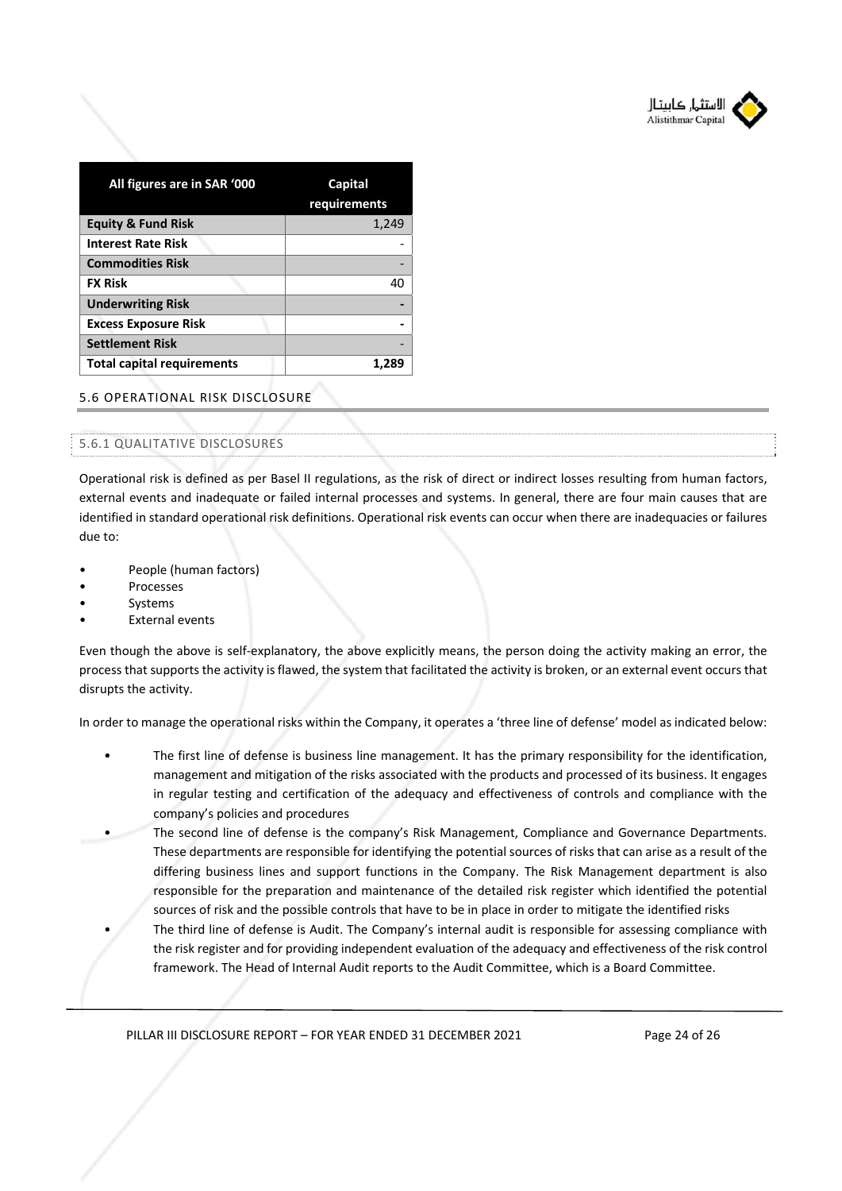| All figures are in SAR '000 | Capital requirements |
|---|---|
| **Equity & Fund Risk** | 1,249 |
| **Interest Rate Risk** | - |
| **Commodities Risk** | - |
| **FX Risk** | 40 |
| **Underwriting Risk** | **-** |
| **Excess Exposure Risk** | **-** |
| **Settlement Risk** | - |
| **Total capital requirements** | **1,289** |

## 5.6 OPERATIONAL RISK DISCLOSURE

### 5.6.1 QUALITATIVE DISCLOSURES

Operational risk is defined as per Basel II regulations, as the risk of direct or indirect losses resulting from human factors, external events and inadequate or failed internal processes and systems. In general, there are four main causes that are identified in standard operational risk definitions. Operational risk events can occur when there are inadequacies or failures due to:

- People (human factors)
- Processes
- Systems
- External events

Even though the above is self-explanatory, the above explicitly means, the person doing the activity making an error, the process that supports the activity is flawed, the system that facilitated the activity is broken, or an external event occurs that disrupts the activity.

In order to manage the operational risks within the Company, it operates a 'three line of defense' model as indicated below:

- The first line of defense is business line management. It has the primary responsibility for the identification, management and mitigation of the risks associated with the products and processed of its business. It engages in regular testing and certification of the adequacy and effectiveness of controls and compliance with the company's policies and procedures
- The second line of defense is the company's Risk Management, Compliance and Governance Departments. These departments are responsible for identifying the potential sources of risks that can arise as a result of the differing business lines and support functions in the Company. The Risk Management department is also responsible for the preparation and maintenance of the detailed risk register which identified the potential sources of risk and the possible controls that have to be in place in order to mitigate the identified risks
- The third line of defense is Audit. The Company's internal audit is responsible for assessing compliance with the risk register and for providing independent evaluation of the adequacy and effectiveness of the risk control framework. The Head of Internal Audit reports to the Audit Committee, which is a Board Committee.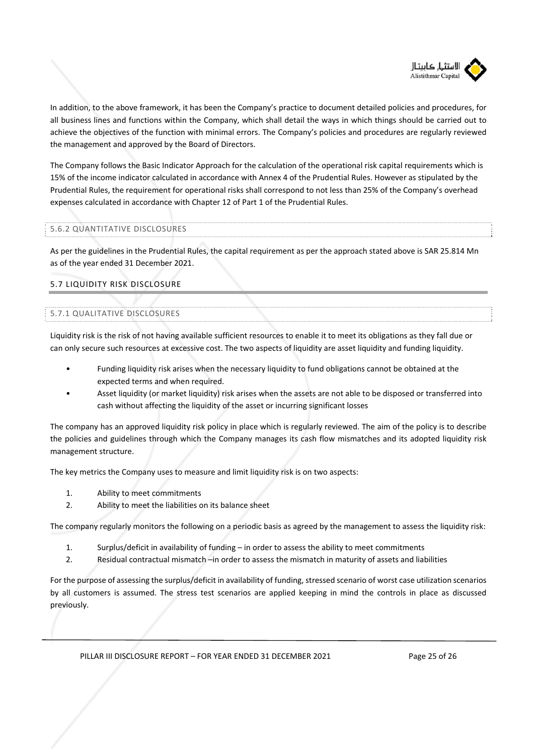In addition, to the above framework, it has been the Company's practice to document detailed policies and procedures, for all business lines and functions within the Company, which shall detail the ways in which things should be carried out to achieve the objectives of the function with minimal errors. The Company's policies and procedures are regularly reviewed the management and approved by the Board of Directors.

The Company follows the Basic Indicator Approach for the calculation of the operational risk capital requirements which is 15% of the income indicator calculated in accordance with Annex 4 of the Prudential Rules. However as stipulated by the Prudential Rules, the requirement for operational risks shall correspond to not less than 25% of the Company's overhead expenses calculated in accordance with Chapter 12 of Part 1 of the Prudential Rules.

#### 5.6.2 QUANTITATIVE DISCLOSURES

As per the guidelines in the Prudential Rules, the capital requirement as per the approach stated above is SAR 25.814 Mn as of the year ended 31 December 2021.

### 5.7 LIQUIDITY RISK DISCLOSURE

#### 5.7.1 QUALITATIVE DISCLOSURES

Liquidity risk is the risk of not having available sufficient resources to enable it to meet its obligations as they fall due or can only secure such resources at excessive cost. The two aspects of liquidity are asset liquidity and funding liquidity.

- Funding liquidity risk arises when the necessary liquidity to fund obligations cannot be obtained at the expected terms and when required.
- Asset liquidity (or market liquidity) risk arises when the assets are not able to be disposed or transferred into cash without affecting the liquidity of the asset or incurring significant losses

The company has an approved liquidity risk policy in place which is regularly reviewed. The aim of the policy is to describe the policies and guidelines through which the Company manages its cash flow mismatches and its adopted liquidity risk management structure.

The key metrics the Company uses to measure and limit liquidity risk is on two aspects:

1. Ability to meet commitments
2. Ability to meet the liabilities on its balance sheet

The company regularly monitors the following on a periodic basis as agreed by the management to assess the liquidity risk:

1. Surplus/deficit in availability of funding – in order to assess the ability to meet commitments
2. Residual contractual mismatch –in order to assess the mismatch in maturity of assets and liabilities

For the purpose of assessing the surplus/deficit in availability of funding, stressed scenario of worst case utilization scenarios by all customers is assumed. The stress test scenarios are applied keeping in mind the controls in place as discussed previously.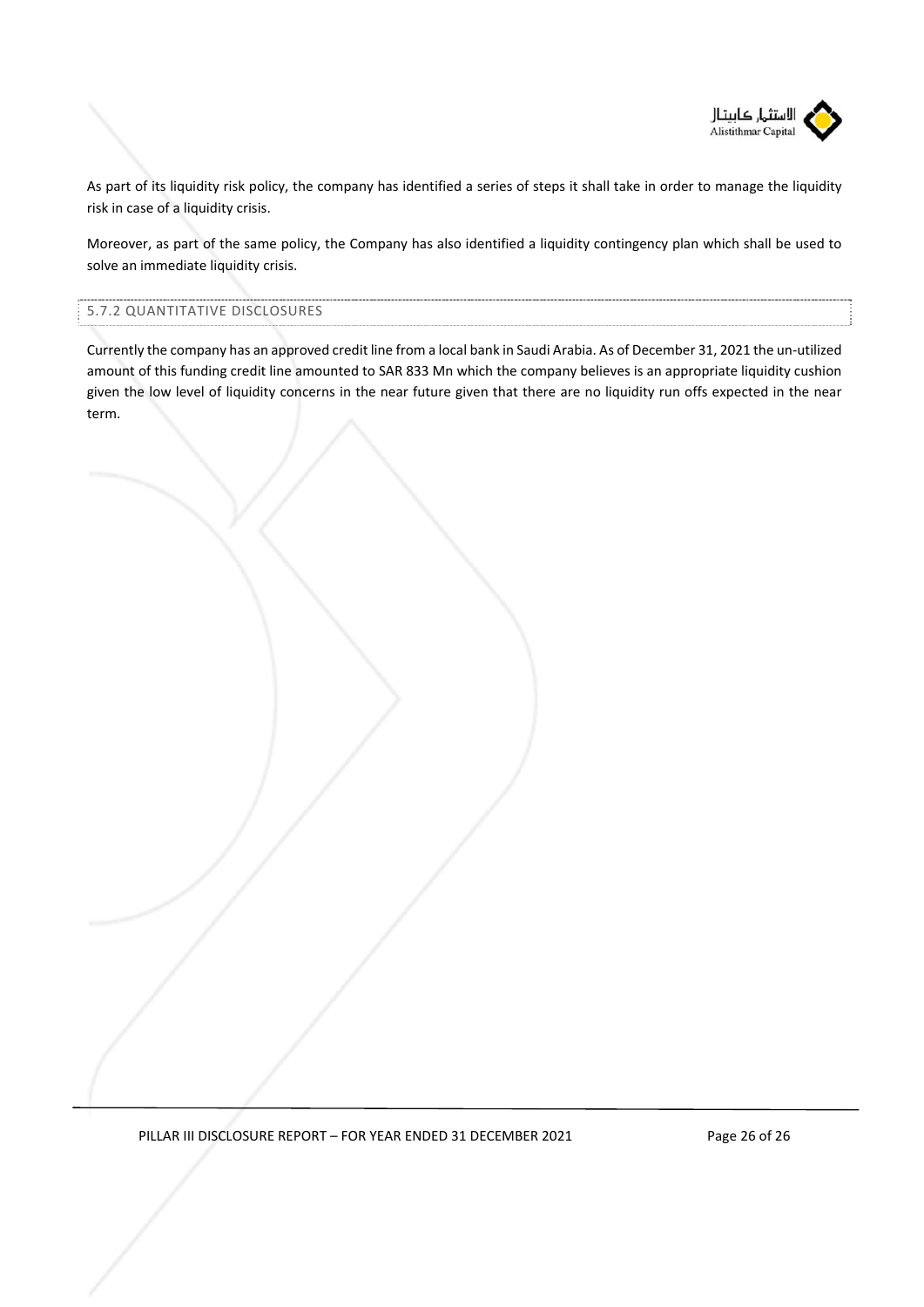As part of its liquidity risk policy, the company has identified a series of steps it shall take in order to manage the liquidity risk in case of a liquidity crisis.

Moreover, as part of the same policy, the Company has also identified a liquidity contingency plan which shall be used to solve an immediate liquidity crisis.

### 5.7.2 QUANTITATIVE DISCLOSURES

Currently the company has an approved credit line from a local bank in Saudi Arabia. As of December 31, 2021 the un-utilized amount of this funding credit line amounted to SAR 833 Mn which the company believes is an appropriate liquidity cushion given the low level of liquidity concerns in the near future given that there are no liquidity run offs expected in the near term.